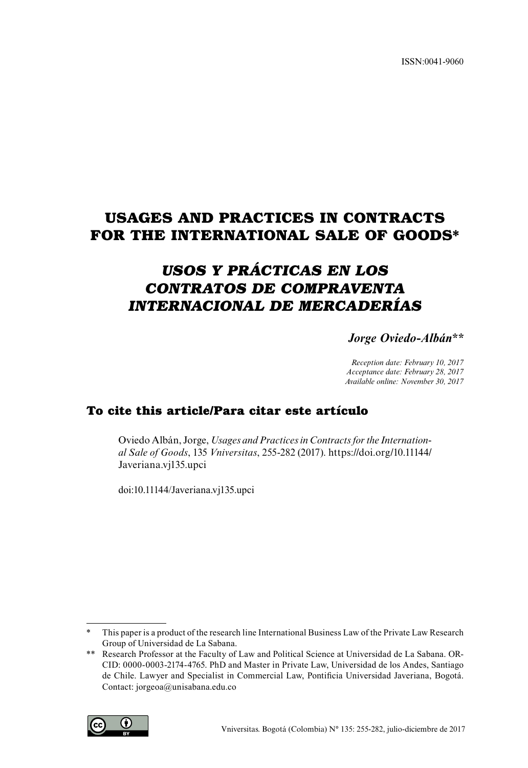ISSN:0041-9060

# USAGES AND PRACTICES IN CONTRACTS FOR THE INTERNATIONAL SALE OF GOODS*

# *USOS Y PRÁCTICAS EN LOS CONTRATOS DE COMPRAVENTA INTERNACIONAL DE MERCADERÍAS*

***Jorge Oviedo-Albán*****

*Reception date: February 10, 2017*
*Acceptance date: February 28, 2017*
*Available online: November 30, 2017*

## To cite this article/Para citar este artículo

Oviedo Albán, Jorge, *Usages and Practices in Contracts for the International Sale of Goods*, 135 *Vniversitas*, 255-282 (2017). https://doi.org/10.11144/Javeriana.vj135.upci

doi:10.11144/Javeriana.vj135.upci

---

\* This paper is a product of the research line International Business Law of the Private Law Research Group of Universidad de La Sabana.

\*\* Research Professor at the Faculty of Law and Political Science at Universidad de La Sabana. ORCID: 0000-0003-2174-4765. PhD and Master in Private Law, Universidad de los Andes, Santiago de Chile. Lawyer and Specialist in Commercial Law, Pontificia Universidad Javeriana, Bogotá. Contact: jorgeoa@unisabana.edu.co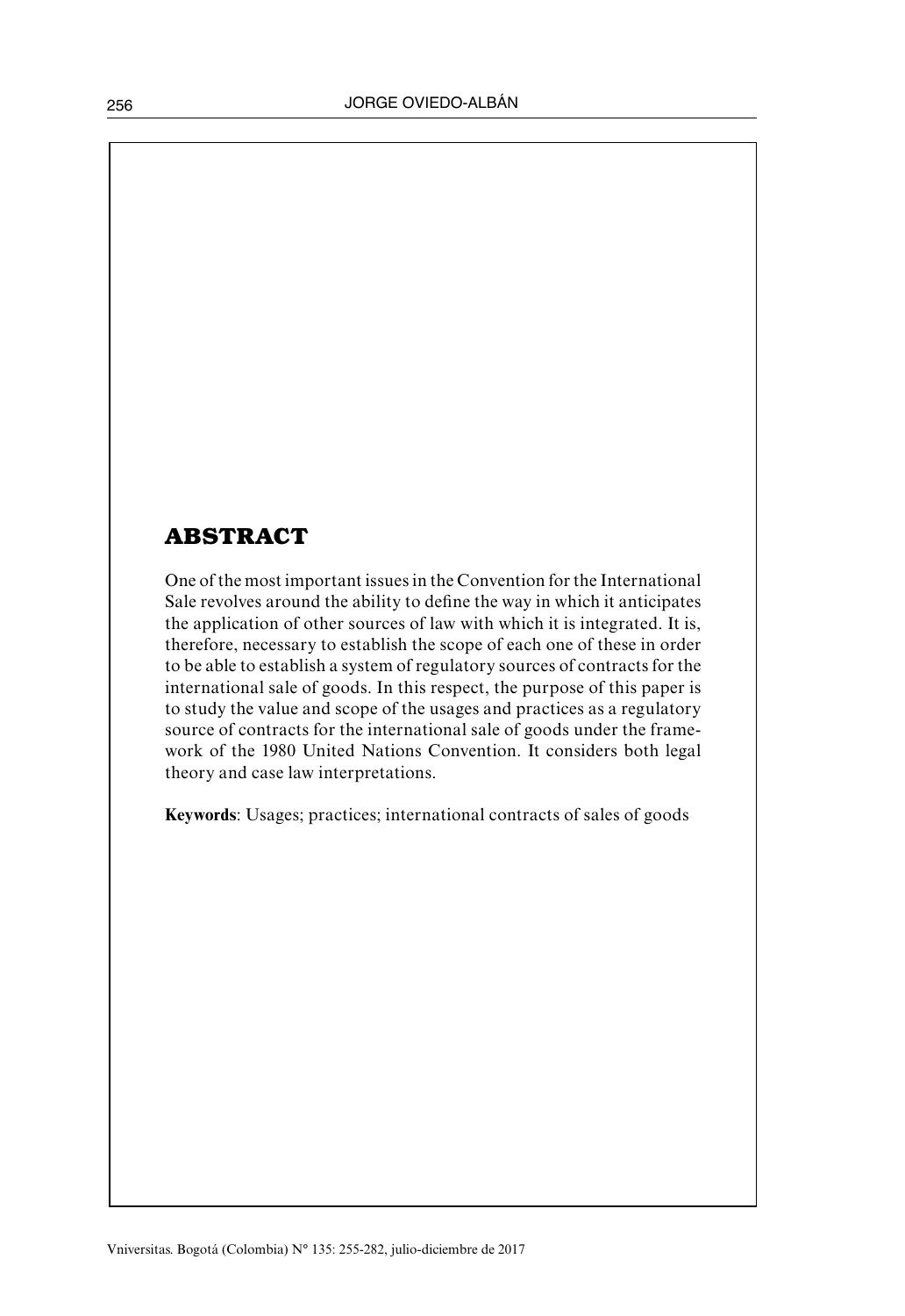## ABSTRACT

One of the most important issues in the Convention for the International Sale revolves around the ability to define the way in which it anticipates the application of other sources of law with which it is integrated. It is, therefore, necessary to establish the scope of each one of these in order to be able to establish a system of regulatory sources of contracts for the international sale of goods. In this respect, the purpose of this paper is to study the value and scope of the usages and practices as a regulatory source of contracts for the international sale of goods under the framework of the 1980 United Nations Convention. It considers both legal theory and case law interpretations.

**Keywords**: Usages; practices; international contracts of sales of goods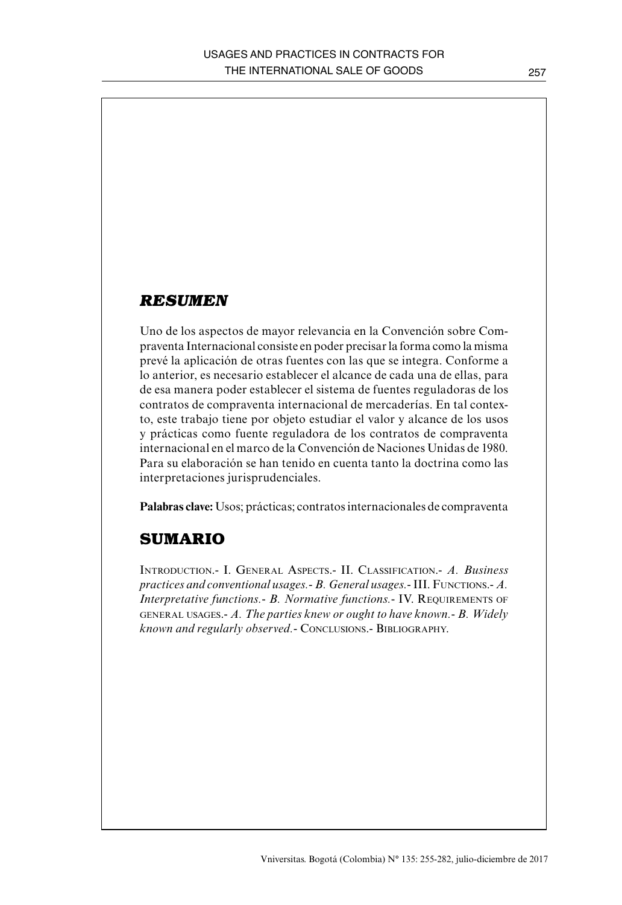## *RESUMEN*

Uno de los aspectos de mayor relevancia en la Convención sobre Compraventa Internacional consiste en poder precisar la forma como la misma prevé la aplicación de otras fuentes con las que se integra. Conforme a lo anterior, es necesario establecer el alcance de cada una de ellas, para de esa manera poder establecer el sistema de fuentes reguladoras de los contratos de compraventa internacional de mercaderías. En tal contexto, este trabajo tiene por objeto estudiar el valor y alcance de los usos y prácticas como fuente reguladora de los contratos de compraventa internacional en el marco de la Convención de Naciones Unidas de 1980. Para su elaboración se han tenido en cuenta tanto la doctrina como las interpretaciones jurisprudenciales.

**Palabras clave:** Usos; prácticas; contratos internacionales de compraventa

## SUMARIO

Introduction.- I. General Aspects.- II. Classification.- *A. Business practices and conventional usages.*- *B. General usages.*- III. Functions.- *A. Interpretative functions.*- *B. Normative functions.*- IV. Requirements of general usages.- *A. The parties knew or ought to have known.*- *B. Widely known and regularly observed.*- Conclusions.- Bibliography.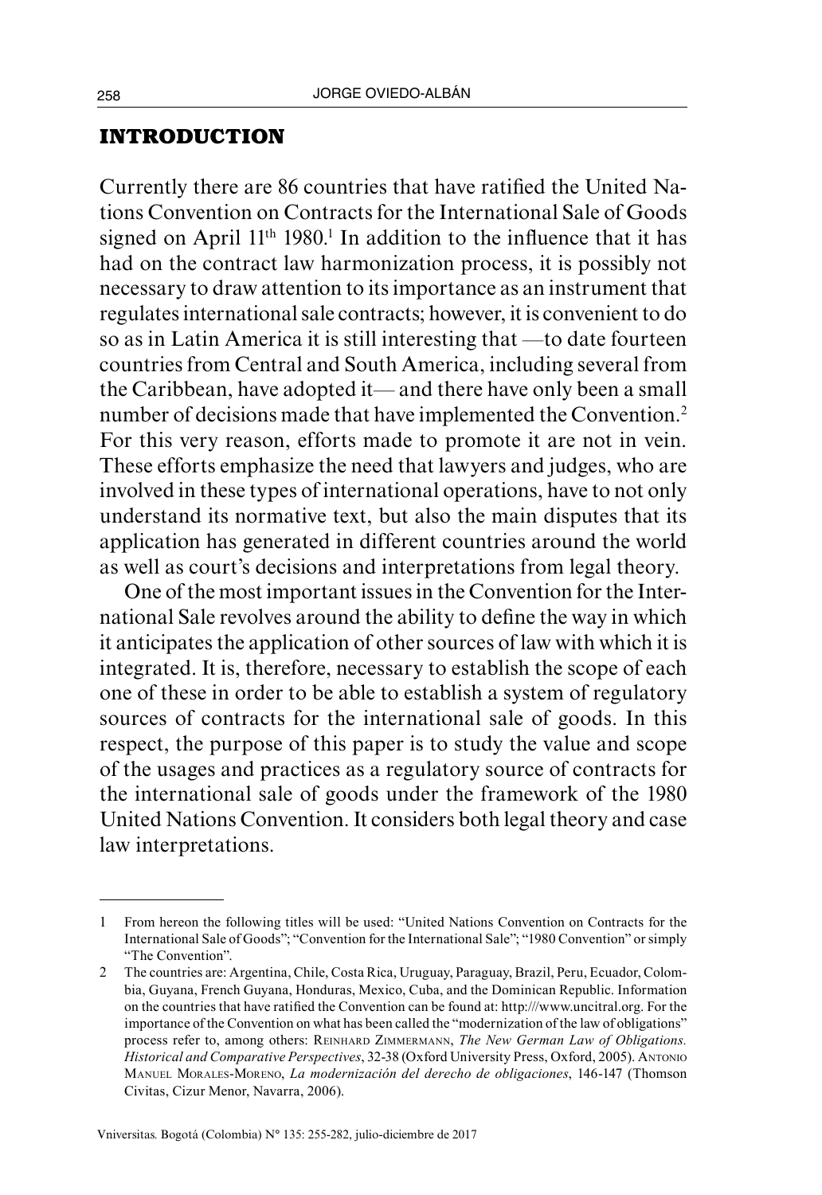## INTRODUCTION

Currently there are 86 countries that have ratified the United Nations Convention on Contracts for the International Sale of Goods signed on April 11th 1980.[1] In addition to the influence that it has had on the contract law harmonization process, it is possibly not necessary to draw attention to its importance as an instrument that regulates international sale contracts; however, it is convenient to do so as in Latin America it is still interesting that —to date fourteen countries from Central and South America, including several from the Caribbean, have adopted it— and there have only been a small number of decisions made that have implemented the Convention.[2] For this very reason, efforts made to promote it are not in vein. These efforts emphasize the need that lawyers and judges, who are involved in these types of international operations, have to not only understand its normative text, but also the main disputes that its application has generated in different countries around the world as well as court's decisions and interpretations from legal theory.

One of the most important issues in the Convention for the International Sale revolves around the ability to define the way in which it anticipates the application of other sources of law with which it is integrated. It is, therefore, necessary to establish the scope of each one of these in order to be able to establish a system of regulatory sources of contracts for the international sale of goods. In this respect, the purpose of this paper is to study the value and scope of the usages and practices as a regulatory source of contracts for the international sale of goods under the framework of the 1980 United Nations Convention. It considers both legal theory and case law interpretations.

---

1 From hereon the following titles will be used: "United Nations Convention on Contracts for the International Sale of Goods"; "Convention for the International Sale"; "1980 Convention" or simply "The Convention".

2 The countries are: Argentina, Chile, Costa Rica, Uruguay, Paraguay, Brazil, Peru, Ecuador, Colombia, Guyana, French Guyana, Honduras, Mexico, Cuba, and the Dominican Republic. Information on the countries that have ratified the Convention can be found at: http:///www.uncitral.org. For the importance of the Convention on what has been called the "modernization of the law of obligations" process refer to, among others: Reinhard Zimmermann, *The New German Law of Obligations. Historical and Comparative Perspectives*, 32-38 (Oxford University Press, Oxford, 2005). Antonio Manuel Morales-Moreno, *La modernización del derecho de obligaciones*, 146-147 (Thomson Civitas, Cizur Menor, Navarra, 2006).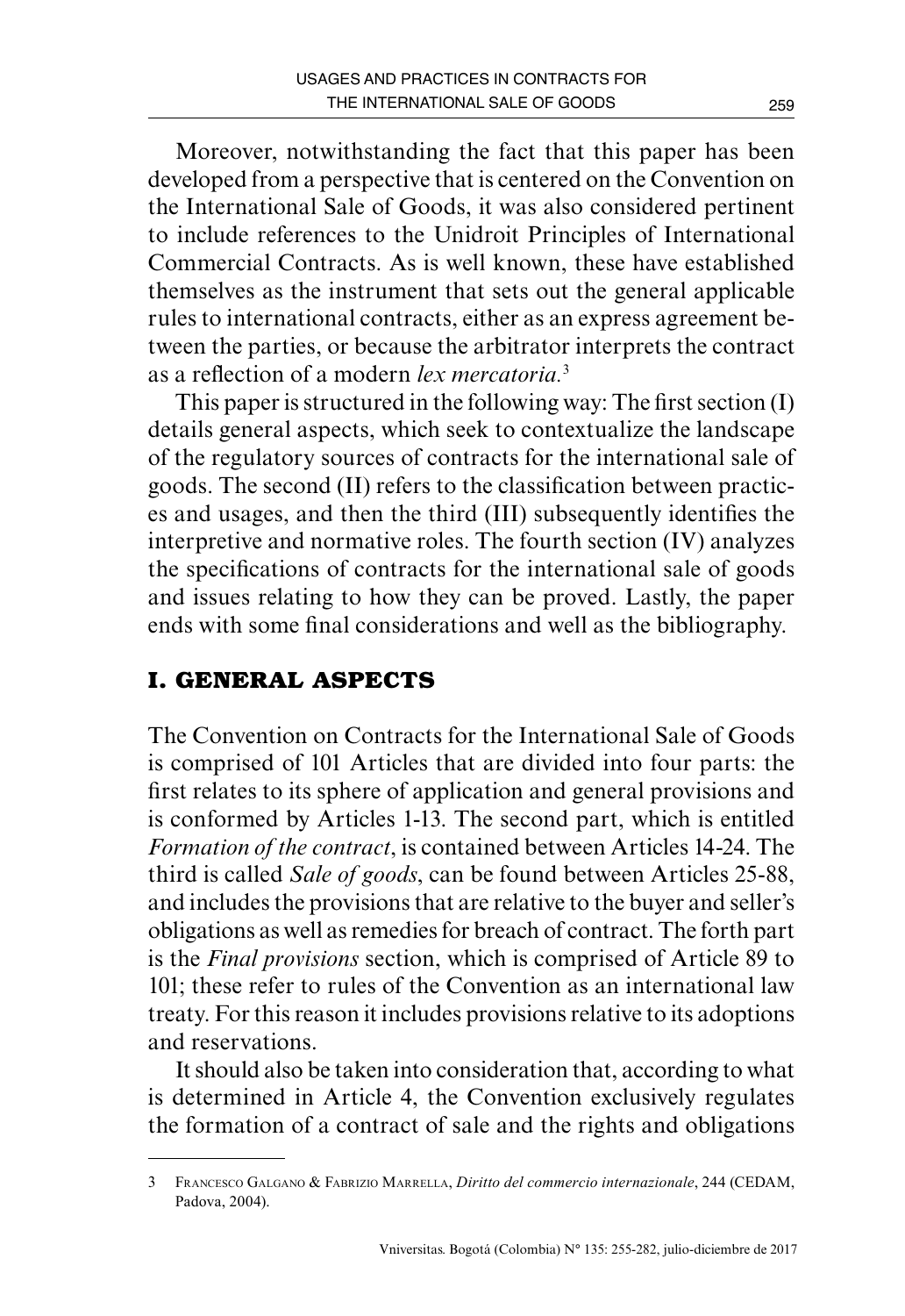Moreover, notwithstanding the fact that this paper has been developed from a perspective that is centered on the Convention on the International Sale of Goods, it was also considered pertinent to include references to the Unidroit Principles of International Commercial Contracts. As is well known, these have established themselves as the instrument that sets out the general applicable rules to international contracts, either as an express agreement between the parties, or because the arbitrator interprets the contract as a reflection of a modern *lex mercatoria.*[3]

This paper is structured in the following way: The first section (I) details general aspects, which seek to contextualize the landscape of the regulatory sources of contracts for the international sale of goods. The second (II) refers to the classification between practices and usages, and then the third (III) subsequently identifies the interpretive and normative roles. The fourth section (IV) analyzes the specifications of contracts for the international sale of goods and issues relating to how they can be proved. Lastly, the paper ends with some final considerations and well as the bibliography.

## I. GENERAL ASPECTS

The Convention on Contracts for the International Sale of Goods is comprised of 101 Articles that are divided into four parts: the first relates to its sphere of application and general provisions and is conformed by Articles 1-13. The second part, which is entitled *Formation of the contract*, is contained between Articles 14-24. The third is called *Sale of goods*, can be found between Articles 25-88, and includes the provisions that are relative to the buyer and seller's obligations as well as remedies for breach of contract. The forth part is the *Final provisions* section, which is comprised of Article 89 to 101; these refer to rules of the Convention as an international law treaty. For this reason it includes provisions relative to its adoptions and reservations.

It should also be taken into consideration that, according to what is determined in Article 4, the Convention exclusively regulates the formation of a contract of sale and the rights and obligations

---

3 Francesco Galgano & Fabrizio Marrella, *Diritto del commercio internazionale*, 244 (CEDAM, Padova, 2004).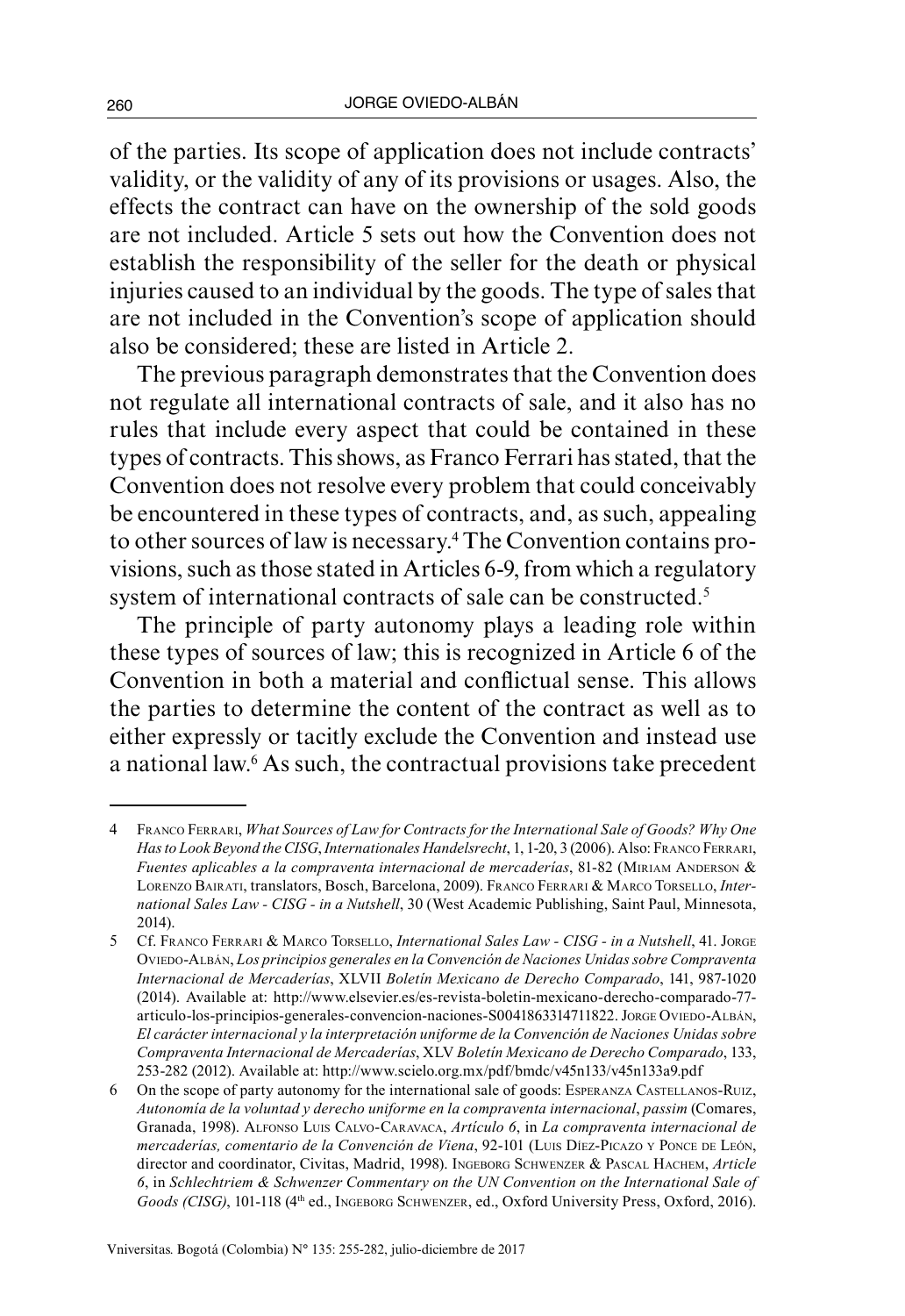of the parties. Its scope of application does not include contracts' validity, or the validity of any of its provisions or usages. Also, the effects the contract can have on the ownership of the sold goods are not included. Article 5 sets out how the Convention does not establish the responsibility of the seller for the death or physical injuries caused to an individual by the goods. The type of sales that are not included in the Convention's scope of application should also be considered; these are listed in Article 2.

The previous paragraph demonstrates that the Convention does not regulate all international contracts of sale, and it also has no rules that include every aspect that could be contained in these types of contracts. This shows, as Franco Ferrari has stated, that the Convention does not resolve every problem that could conceivably be encountered in these types of contracts, and, as such, appealing to other sources of law is necessary.[4] The Convention contains provisions, such as those stated in Articles 6-9, from which a regulatory system of international contracts of sale can be constructed.[5]

The principle of party autonomy plays a leading role within these types of sources of law; this is recognized in Article 6 of the Convention in both a material and conflictual sense. This allows the parties to determine the content of the contract as well as to either expressly or tacitly exclude the Convention and instead use a national law.[6] As such, the contractual provisions take precedent

---

4 Franco Ferrari, *What Sources of Law for Contracts for the International Sale of Goods? Why One Has to Look Beyond the CISG*, *Internationales Handelsrecht*, 1, 1-20, 3 (2006). Also: Franco Ferrari, *Fuentes aplicables a la compraventa internacional de mercaderías*, 81-82 (Miriam Anderson & Lorenzo Bairati, translators, Bosch, Barcelona, 2009). Franco Ferrari & Marco Torsello, *International Sales Law - CISG - in a Nutshell*, 30 (West Academic Publishing, Saint Paul, Minnesota, 2014).

5 Cf. Franco Ferrari & Marco Torsello, *International Sales Law - CISG - in a Nutshell*, 41. Jorge Oviedo-Albán, *Los principios generales en la Convención de Naciones Unidas sobre Compraventa Internacional de Mercaderías*, XLVII *Boletín Mexicano de Derecho Comparado*, 141, 987-1020 (2014). Available at: http://www.elsevier.es/es-revista-boletin-mexicano-derecho-comparado-77-articulo-los-principios-generales-convencion-naciones-S0041863314711822. Jorge Oviedo-Albán, *El carácter internacional y la interpretación uniforme de la Convención de Naciones Unidas sobre Compraventa Internacional de Mercaderías*, XLV *Boletín Mexicano de Derecho Comparado*, 133, 253-282 (2012). Available at: http://www.scielo.org.mx/pdf/bmdc/v45n133/v45n133a9.pdf

6 On the scope of party autonomy for the international sale of goods: Esperanza Castellanos-Ruiz, *Autonomía de la voluntad y derecho uniforme en la compraventa internacional*, *passim* (Comares, Granada, 1998). Alfonso Luis Calvo-Caravaca, *Artículo 6*, in *La compraventa internacional de mercaderías, comentario de la Convención de Viena*, 92-101 (Luis Díez-Picazo y Ponce de León, director and coordinator, Civitas, Madrid, 1998). Ingeborg Schwenzer & Pascal Hachem, *Article 6*, in *Schlechtriem & Schwenzer Commentary on the UN Convention on the International Sale of Goods (CISG)*, 101-118 (4th ed., Ingeborg Schwenzer, ed., Oxford University Press, Oxford, 2016).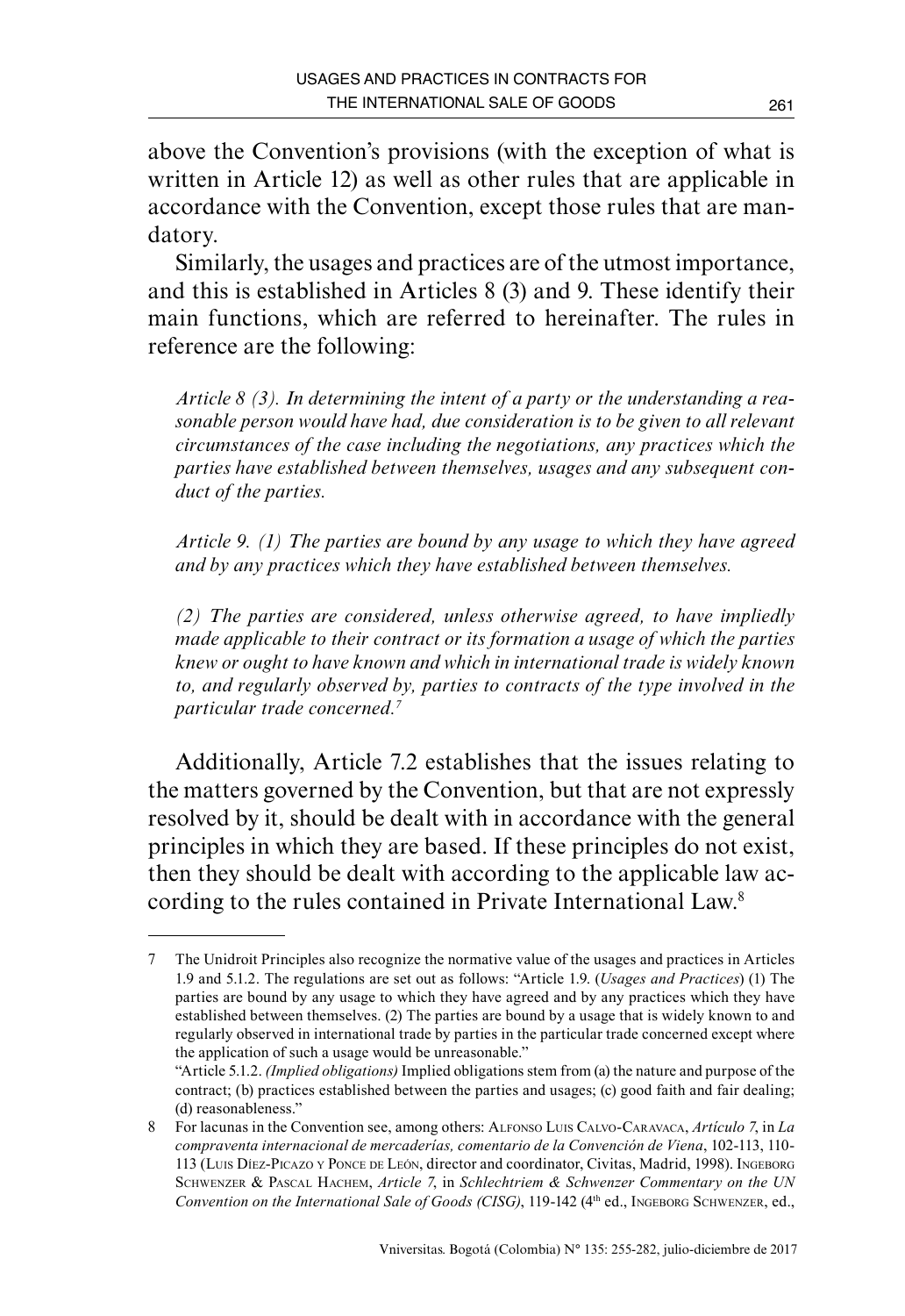above the Convention's provisions (with the exception of what is written in Article 12) as well as other rules that are applicable in accordance with the Convention, except those rules that are mandatory.

Similarly, the usages and practices are of the utmost importance, and this is established in Articles 8 (3) and 9. These identify their main functions, which are referred to hereinafter. The rules in reference are the following:

*Article 8 (3). In determining the intent of a party or the understanding a reasonable person would have had, due consideration is to be given to all relevant circumstances of the case including the negotiations, any practices which the parties have established between themselves, usages and any subsequent conduct of the parties.*

*Article 9. (1) The parties are bound by any usage to which they have agreed and by any practices which they have established between themselves.*

*(2) The parties are considered, unless otherwise agreed, to have impliedly made applicable to their contract or its formation a usage of which the parties knew or ought to have known and which in international trade is widely known to, and regularly observed by, parties to contracts of the type involved in the particular trade concerned.*[7]

Additionally, Article 7.2 establishes that the issues relating to the matters governed by the Convention, but that are not expressly resolved by it, should be dealt with in accordance with the general principles in which they are based. If these principles do not exist, then they should be dealt with according to the applicable law according to the rules contained in Private International Law.[8]

---

7 The Unidroit Principles also recognize the normative value of the usages and practices in Articles 1.9 and 5.1.2. The regulations are set out as follows: "Article 1.9. (*Usages and Practices*) (1) The parties are bound by any usage to which they have agreed and by any practices which they have established between themselves. (2) The parties are bound by a usage that is widely known to and regularly observed in international trade by parties in the particular trade concerned except where the application of such a usage would be unreasonable."

"Article 5.1.2. *(Implied obligations)* Implied obligations stem from (a) the nature and purpose of the contract; (b) practices established between the parties and usages; (c) good faith and fair dealing; (d) reasonableness."

8 For lacunas in the Convention see, among others: Alfonso Luis Calvo-Caravaca, *Artículo 7*, in *La compraventa internacional de mercaderías, comentario de la Convención de Viena*, 102-113, 110-113 (Luis Díez-Picazo y Ponce de León, director and coordinator, Civitas, Madrid, 1998). Ingeborg Schwenzer & Pascal Hachem, *Article 7*, in *Schlechtriem & Schwenzer Commentary on the UN Convention on the International Sale of Goods (CISG)*, 119-142 (4th ed., Ingeborg Schwenzer, ed.,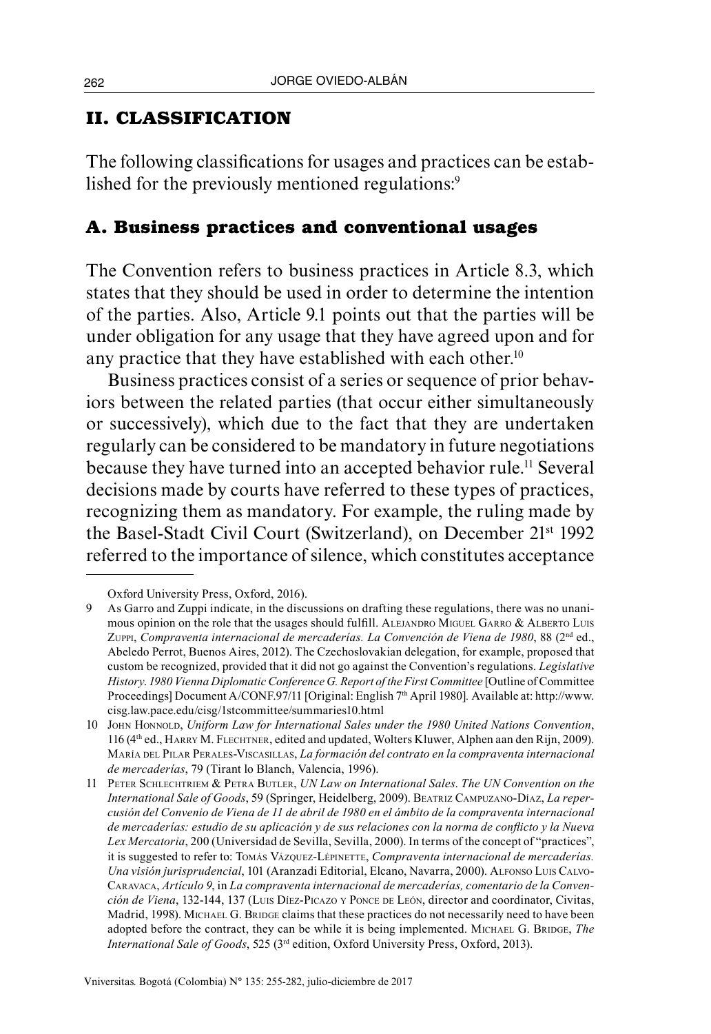## II. CLASSIFICATION

The following classifications for usages and practices can be established for the previously mentioned regulations:[9]

### A. Business practices and conventional usages

The Convention refers to business practices in Article 8.3, which states that they should be used in order to determine the intention of the parties. Also, Article 9.1 points out that the parties will be under obligation for any usage that they have agreed upon and for any practice that they have established with each other.[10]

Business practices consist of a series or sequence of prior behaviors between the related parties (that occur either simultaneously or successively), which due to the fact that they are undertaken regularly can be considered to be mandatory in future negotiations because they have turned into an accepted behavior rule.[11] Several decisions made by courts have referred to these types of practices, recognizing them as mandatory. For example, the ruling made by the Basel-Stadt Civil Court (Switzerland), on December 21st 1992 referred to the importance of silence, which constitutes acceptance

---

Oxford University Press, Oxford, 2016).

9 As Garro and Zuppi indicate, in the discussions on drafting these regulations, there was no unanimous opinion on the role that the usages should fulfill. Alejandro Miguel Garro & Alberto Luis Zuppi, *Compraventa internacional de mercaderías. La Convención de Viena de 1980*, 88 (2nd ed., Abeledo Perrot, Buenos Aires, 2012). The Czechoslovakian delegation, for example, proposed that custom be recognized, provided that it did not go against the Convention's regulations. *Legislative History. 1980 Vienna Diplomatic Conference G. Report of the First Committee* [Outline of Committee Proceedings] Document A/CONF.97/11 [Original: English 7th April 1980]. Available at: http://www.cisg.law.pace.edu/cisg/1stcommittee/summaries10.html

10 John Honnold, *Uniform Law for International Sales under the 1980 United Nations Convention*, 116 (4th ed., Harry M. Flechtner, edited and updated, Wolters Kluwer, Alphen aan den Rijn, 2009). María del Pilar Perales-Viscasillas, *La formación del contrato en la compraventa internacional de mercaderías*, 79 (Tirant lo Blanch, Valencia, 1996).

11 Peter Schlechtriem & Petra Butler, *UN Law on International Sales. The UN Convention on the International Sale of Goods*, 59 (Springer, Heidelberg, 2009). Beatriz Campuzano-Díaz, *La repercusión del Convenio de Viena de 11 de abril de 1980 en el ámbito de la compraventa internacional de mercaderías: estudio de su aplicación y de sus relaciones con la norma de conflicto y la Nueva Lex Mercatoria*, 200 (Universidad de Sevilla, Sevilla, 2000). In terms of the concept of "practices", it is suggested to refer to: Tomás Vázquez-Lépinette, *Compraventa internacional de mercaderías. Una visión jurisprudencial*, 101 (Aranzadi Editorial, Elcano, Navarra, 2000). Alfonso Luis Calvo-Caravaca, *Artículo 9*, in *La compraventa internacional de mercaderías, comentario de la Convención de Viena*, 132-144, 137 (Luis Díez-Picazo y Ponce de León, director and coordinator, Civitas, Madrid, 1998). Michael G. Bridge claims that these practices do not necessarily need to have been adopted before the contract, they can be while it is being implemented. Michael G. Bridge, *The International Sale of Goods*, 525 (3rd edition, Oxford University Press, Oxford, 2013).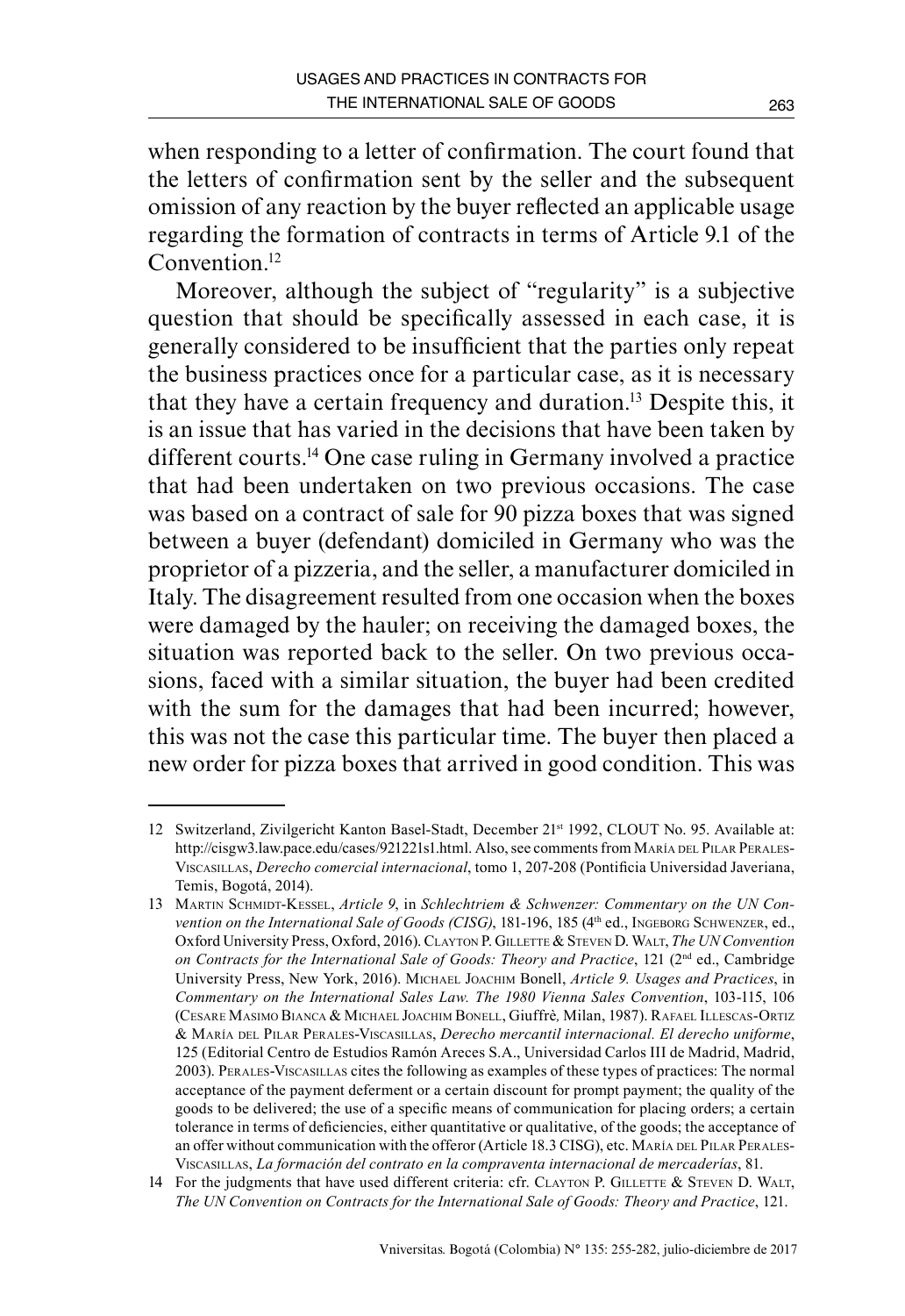when responding to a letter of confirmation. The court found that the letters of confirmation sent by the seller and the subsequent omission of any reaction by the buyer reflected an applicable usage regarding the formation of contracts in terms of Article 9.1 of the Convention.[12]

Moreover, although the subject of "regularity" is a subjective question that should be specifically assessed in each case, it is generally considered to be insufficient that the parties only repeat the business practices once for a particular case, as it is necessary that they have a certain frequency and duration.[13] Despite this, it is an issue that has varied in the decisions that have been taken by different courts.[14] One case ruling in Germany involved a practice that had been undertaken on two previous occasions. The case was based on a contract of sale for 90 pizza boxes that was signed between a buyer (defendant) domiciled in Germany who was the proprietor of a pizzeria, and the seller, a manufacturer domiciled in Italy. The disagreement resulted from one occasion when the boxes were damaged by the hauler; on receiving the damaged boxes, the situation was reported back to the seller. On two previous occasions, faced with a similar situation, the buyer had been credited with the sum for the damages that had been incurred; however, this was not the case this particular time. The buyer then placed a new order for pizza boxes that arrived in good condition. This was

---

12 Switzerland, Zivilgericht Kanton Basel-Stadt, December 21st 1992, CLOUT No. 95. Available at: http://cisgw3.law.pace.edu/cases/921221s1.html. Also, see comments from María del Pilar Perales-Viscasillas, *Derecho comercial internacional*, tomo 1, 207-208 (Pontificia Universidad Javeriana, Temis, Bogotá, 2014).

13 Martin Schmidt-Kessel, *Article 9*, in *Schlechtriem & Schwenzer: Commentary on the UN Convention on the International Sale of Goods (CISG)*, 181-196, 185 (4th ed., Ingeborg Schwenzer, ed., Oxford University Press, Oxford, 2016). Clayton P. Gillette & Steven D. Walt, *The UN Convention on Contracts for the International Sale of Goods: Theory and Practice*, 121 (2nd ed., Cambridge University Press, New York, 2016). Michael Joachim Bonell, *Article 9. Usages and Practices*, in *Commentary on the International Sales Law. The 1980 Vienna Sales Convention*, 103-115, 106 (Cesare Masimo Bianca & Michael Joachim Bonell, Giuffrè, Milan, 1987). Rafael Illescas-Ortiz & María del Pilar Perales-Viscasillas, *Derecho mercantil internacional. El derecho uniforme*, 125 (Editorial Centro de Estudios Ramón Areces S.A., Universidad Carlos III de Madrid, Madrid, 2003). Perales-Viscasillas cites the following as examples of these types of practices: The normal acceptance of the payment deferment or a certain discount for prompt payment; the quality of the goods to be delivered; the use of a specific means of communication for placing orders; a certain tolerance in terms of deficiencies, either quantitative or qualitative, of the goods; the acceptance of an offer without communication with the offeror (Article 18.3 CISG), etc. María del Pilar Perales-Viscasillas, *La formación del contrato en la compraventa internacional de mercaderías*, 81.

14 For the judgments that have used different criteria: cfr. Clayton P. Gillette & Steven D. Walt, *The UN Convention on Contracts for the International Sale of Goods: Theory and Practice*, 121.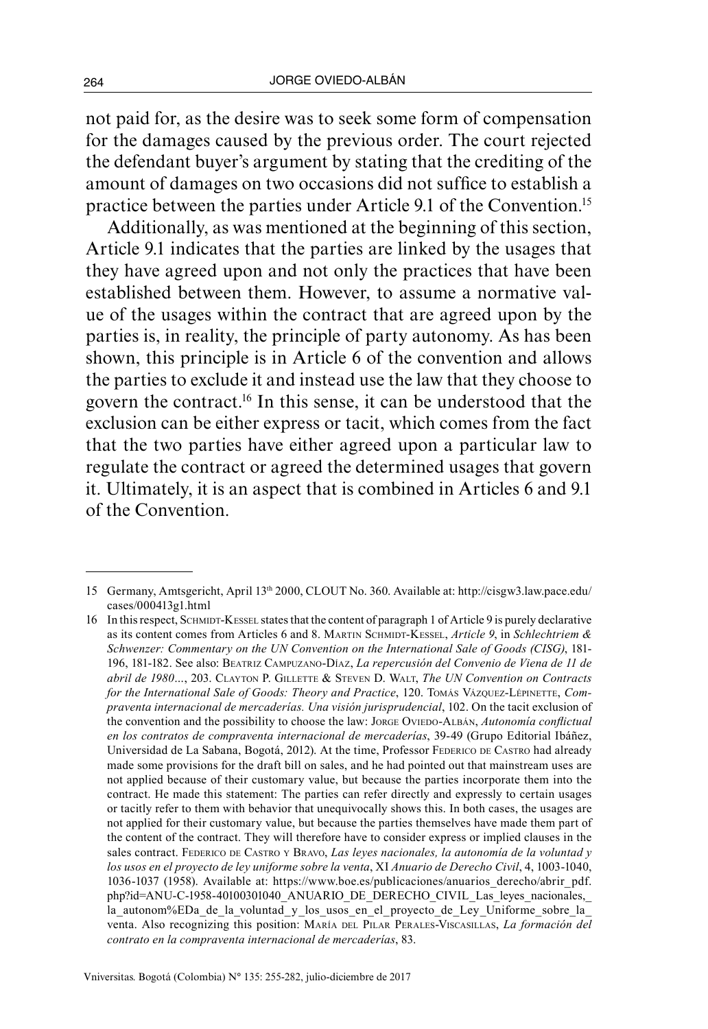not paid for, as the desire was to seek some form of compensation for the damages caused by the previous order. The court rejected the defendant buyer's argument by stating that the crediting of the amount of damages on two occasions did not suffice to establish a practice between the parties under Article 9.1 of the Convention.[15]

Additionally, as was mentioned at the beginning of this section, Article 9.1 indicates that the parties are linked by the usages that they have agreed upon and not only the practices that have been established between them. However, to assume a normative value of the usages within the contract that are agreed upon by the parties is, in reality, the principle of party autonomy. As has been shown, this principle is in Article 6 of the convention and allows the parties to exclude it and instead use the law that they choose to govern the contract.[16] In this sense, it can be understood that the exclusion can be either express or tacit, which comes from the fact that the two parties have either agreed upon a particular law to regulate the contract or agreed the determined usages that govern it. Ultimately, it is an aspect that is combined in Articles 6 and 9.1 of the Convention.

---

15 Germany, Amtsgericht, April 13th 2000, CLOUT No. 360. Available at: http://cisgw3.law.pace.edu/cases/000413g1.html

16 In this respect, Schmidt-Kessel states that the content of paragraph 1 of Article 9 is purely declarative as its content comes from Articles 6 and 8. Martin Schmidt-Kessel, *Article 9*, in *Schlechtriem & Schwenzer: Commentary on the UN Convention on the International Sale of Goods (CISG)*, 181-196, 181-182. See also: Beatriz Campuzano-Díaz, *La repercusión del Convenio de Viena de 11 de abril de 1980...*, 203. Clayton P. Gillette & Steven D. Walt, *The UN Convention on Contracts for the International Sale of Goods: Theory and Practice*, 120. Tomás Vázquez-Lépinette, *Compraventa internacional de mercaderías. Una visión jurisprudencial*, 102. On the tacit exclusion of the convention and the possibility to choose the law: Jorge Oviedo-Albán, *Autonomía conflictual en los contratos de compraventa internacional de mercaderías*, 39-49 (Grupo Editorial Ibáñez, Universidad de La Sabana, Bogotá, 2012). At the time, Professor Federico de Castro had already made some provisions for the draft bill on sales, and he had pointed out that mainstream uses are not applied because of their customary value, but because the parties incorporate them into the contract. He made this statement: The parties can refer directly and expressly to certain usages or tacitly refer to them with behavior that unequivocally shows this. In both cases, the usages are not applied for their customary value, but because the parties themselves have made them part of the content of the contract. They will therefore have to consider express or implied clauses in the sales contract. Federico de Castro y Bravo, *Las leyes nacionales, la autonomía de la voluntad y los usos en el proyecto de ley uniforme sobre la venta*, XI *Anuario de Derecho Civil*, 4, 1003-1040, 1036-1037 (1958). Available at: https://www.boe.es/publicaciones/anuarios_derecho/abrir_pdf.php?id=ANU-C-1958-40100301040_ANUARIO_DE_DERECHO_CIVIL_Las_leyes_nacionales,_la_autonom%EDa_de_la_voluntad_y_los_usos_en_el_proyecto_de_Ley_Uniforme_sobre_la_venta. Also recognizing this position: María del Pilar Perales-Viscasillas, *La formación del contrato en la compraventa internacional de mercaderías*, 83.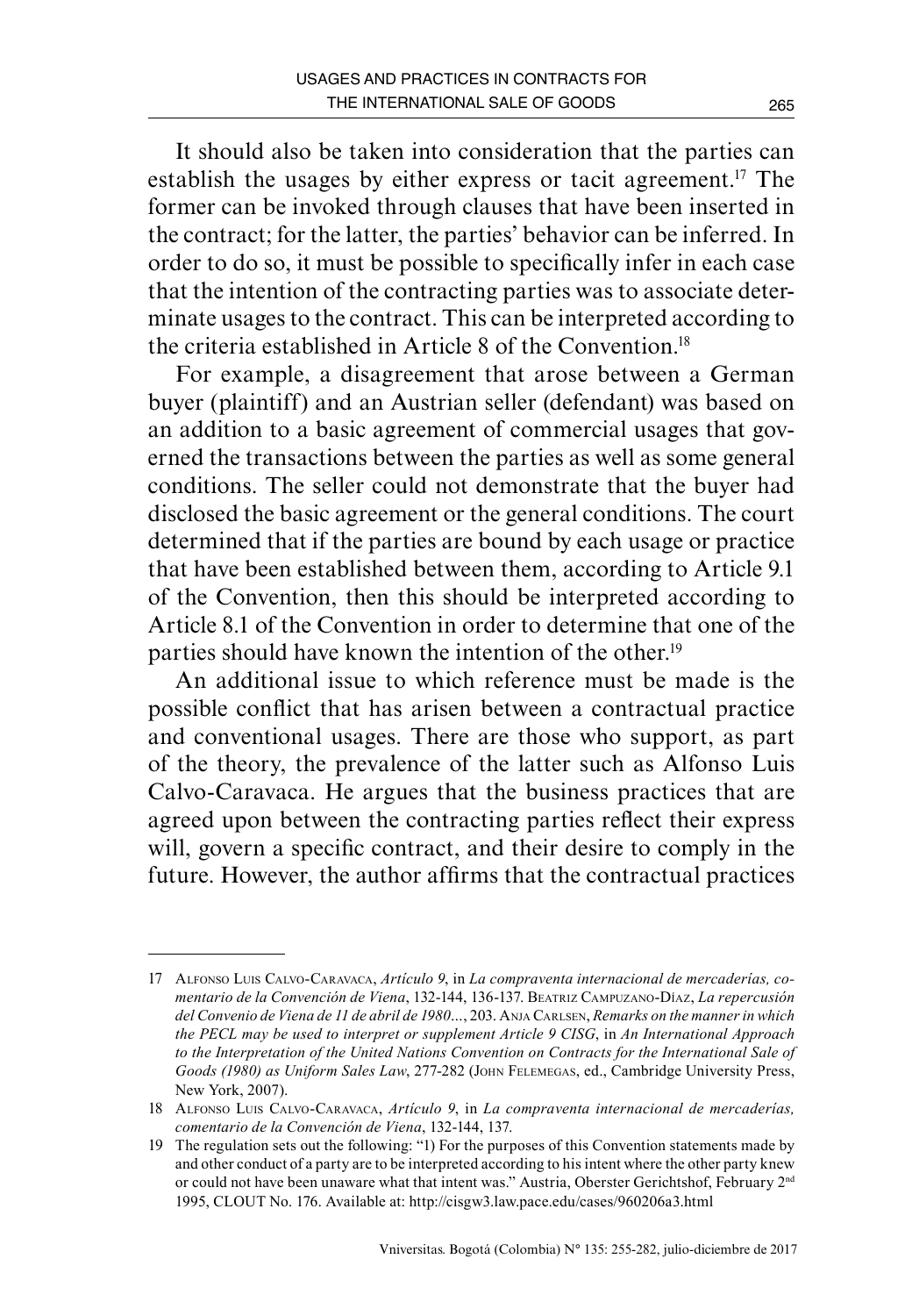It should also be taken into consideration that the parties can establish the usages by either express or tacit agreement.[17] The former can be invoked through clauses that have been inserted in the contract; for the latter, the parties' behavior can be inferred. In order to do so, it must be possible to specifically infer in each case that the intention of the contracting parties was to associate determinate usages to the contract. This can be interpreted according to the criteria established in Article 8 of the Convention.[18]

For example, a disagreement that arose between a German buyer (plaintiff) and an Austrian seller (defendant) was based on an addition to a basic agreement of commercial usages that governed the transactions between the parties as well as some general conditions. The seller could not demonstrate that the buyer had disclosed the basic agreement or the general conditions. The court determined that if the parties are bound by each usage or practice that have been established between them, according to Article 9.1 of the Convention, then this should be interpreted according to Article 8.1 of the Convention in order to determine that one of the parties should have known the intention of the other.[19]

An additional issue to which reference must be made is the possible conflict that has arisen between a contractual practice and conventional usages. There are those who support, as part of the theory, the prevalence of the latter such as Alfonso Luis Calvo-Caravaca. He argues that the business practices that are agreed upon between the contracting parties reflect their express will, govern a specific contract, and their desire to comply in the future. However, the author affirms that the contractual practices

---

17 Alfonso Luis Calvo-Caravaca, *Artículo 9*, in *La compraventa internacional de mercaderías, comentario de la Convención de Viena*, 132-144, 136-137. Beatriz Campuzano-Díaz, *La repercusión del Convenio de Viena de 11 de abril de 1980*..., 203. Anja Carlsen, *Remarks on the manner in which the PECL may be used to interpret or supplement Article 9 CISG*, in *An International Approach to the Interpretation of the United Nations Convention on Contracts for the International Sale of Goods (1980) as Uniform Sales Law*, 277-282 (John Felemegas, ed., Cambridge University Press, New York, 2007).

18 Alfonso Luis Calvo-Caravaca, *Artículo 9*, in *La compraventa internacional de mercaderías, comentario de la Convención de Viena*, 132-144, 137.

19 The regulation sets out the following: "1) For the purposes of this Convention statements made by and other conduct of a party are to be interpreted according to his intent where the other party knew or could not have been unaware what that intent was." Austria, Oberster Gerichtshof, February 2nd 1995, CLOUT No. 176. Available at: http://cisgw3.law.pace.edu/cases/960206a3.html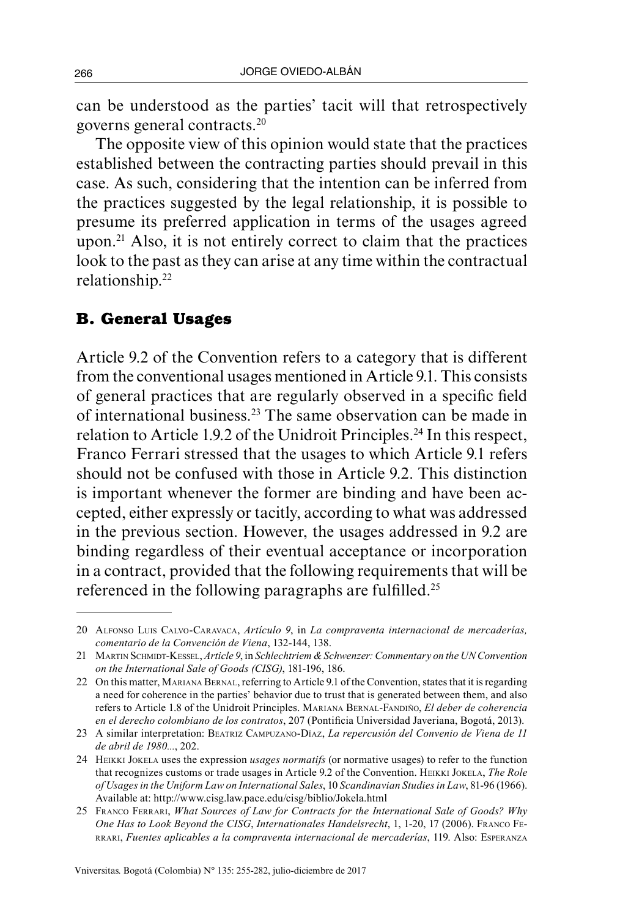can be understood as the parties' tacit will that retrospectively governs general contracts.[20]

The opposite view of this opinion would state that the practices established between the contracting parties should prevail in this case. As such, considering that the intention can be inferred from the practices suggested by the legal relationship, it is possible to presume its preferred application in terms of the usages agreed upon.[21] Also, it is not entirely correct to claim that the practices look to the past as they can arise at any time within the contractual relationship.[22]

## B. General Usages

Article 9.2 of the Convention refers to a category that is different from the conventional usages mentioned in Article 9.1. This consists of general practices that are regularly observed in a specific field of international business.[23] The same observation can be made in relation to Article 1.9.2 of the Unidroit Principles.[24] In this respect, Franco Ferrari stressed that the usages to which Article 9.1 refers should not be confused with those in Article 9.2. This distinction is important whenever the former are binding and have been accepted, either expressly or tacitly, according to what was addressed in the previous section. However, the usages addressed in 9.2 are binding regardless of their eventual acceptance or incorporation in a contract, provided that the following requirements that will be referenced in the following paragraphs are fulfilled.[25]

---

20 Alfonso Luis Calvo-Caravaca, *Artículo 9*, in *La compraventa internacional de mercaderías, comentario de la Convención de Viena*, 132-144, 138.

21 Martin Schmidt-Kessel, *Article 9*, in *Schlechtriem & Schwenzer: Commentary on the UN Convention on the International Sale of Goods (CISG)*, 181-196, 186.

22 On this matter, Mariana Bernal, referring to Article 9.1 of the Convention, states that it is regarding a need for coherence in the parties' behavior due to trust that is generated between them, and also refers to Article 1.8 of the Unidroit Principles. Mariana Bernal-Fandiño, *El deber de coherencia en el derecho colombiano de los contratos*, 207 (Pontificia Universidad Javeriana, Bogotá, 2013).

23 A similar interpretation: Beatriz Campuzano-Díaz, *La repercusión del Convenio de Viena de 11 de abril de 1980...*, 202.

24 Heikki Jokela uses the expression *usages normatifs* (or normative usages) to refer to the function that recognizes customs or trade usages in Article 9.2 of the Convention. Heikki Jokela, *The Role of Usages in the Uniform Law on International Sales*, 10 *Scandinavian Studies in Law*, 81-96 (1966). Available at: http://www.cisg.law.pace.edu/cisg/biblio/Jokela.html

25 Franco Ferrari, *What Sources of Law for Contracts for the International Sale of Goods? Why One Has to Look Beyond the CISG*, *Internationales Handelsrecht*, 1, 1-20, 17 (2006). Franco Ferrari, *Fuentes aplicables a la compraventa internacional de mercaderías*, 119. Also: Esperanza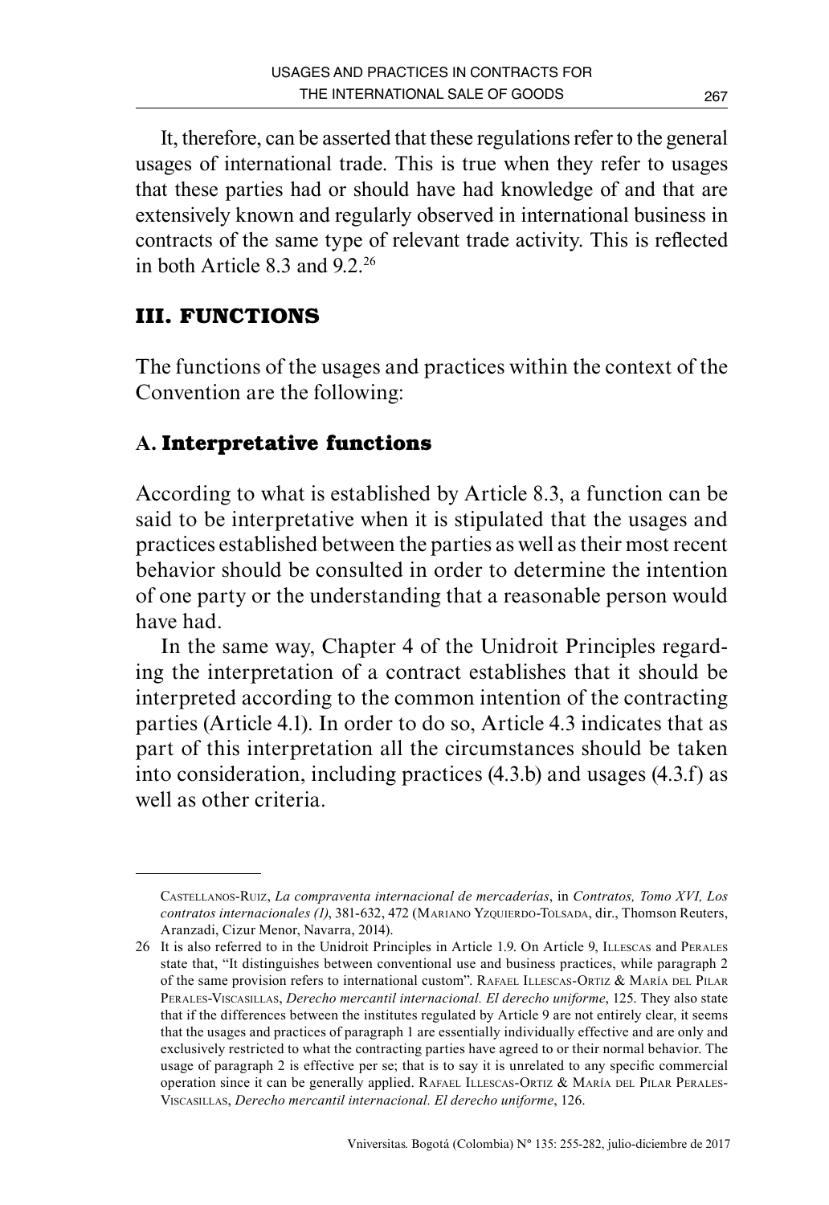It, therefore, can be asserted that these regulations refer to the general usages of international trade. This is true when they refer to usages that these parties had or should have had knowledge of and that are extensively known and regularly observed in international business in contracts of the same type of relevant trade activity. This is reflected in both Article 8.3 and 9.2.[26]

## III. FUNCTIONS

The functions of the usages and practices within the context of the Convention are the following:

### A. Interpretative functions

According to what is established by Article 8.3, a function can be said to be interpretative when it is stipulated that the usages and practices established between the parties as well as their most recent behavior should be consulted in order to determine the intention of one party or the understanding that a reasonable person would have had.

In the same way, Chapter 4 of the Unidroit Principles regarding the interpretation of a contract establishes that it should be interpreted according to the common intention of the contracting parties (Article 4.1). In order to do so, Article 4.3 indicates that as part of this interpretation all the circumstances should be taken into consideration, including practices (4.3.b) and usages (4.3.f) as well as other criteria.

---

Castellanos-Ruiz, *La compraventa internacional de mercaderías*, in *Contratos, Tomo XVI, Los contratos internacionales (1)*, 381-632, 472 (Mariano Yzquierdo-Tolsada, dir., Thomson Reuters, Aranzadi, Cizur Menor, Navarra, 2014).

26 It is also referred to in the Unidroit Principles in Article 1.9. On Article 9, Illescas and Perales state that, "It distinguishes between conventional use and business practices, while paragraph 2 of the same provision refers to international custom". Rafael Illescas-Ortiz & María del Pilar Perales-Viscasillas, *Derecho mercantil internacional. El derecho uniforme*, 125. They also state that if the differences between the institutes regulated by Article 9 are not entirely clear, it seems that the usages and practices of paragraph 1 are essentially individually effective and are only and exclusively restricted to what the contracting parties have agreed to or their normal behavior. The usage of paragraph 2 is effective per se; that is to say it is unrelated to any specific commercial operation since it can be generally applied. Rafael Illescas-Ortiz & María del Pilar Perales-Viscasillas, *Derecho mercantil internacional. El derecho uniforme*, 126.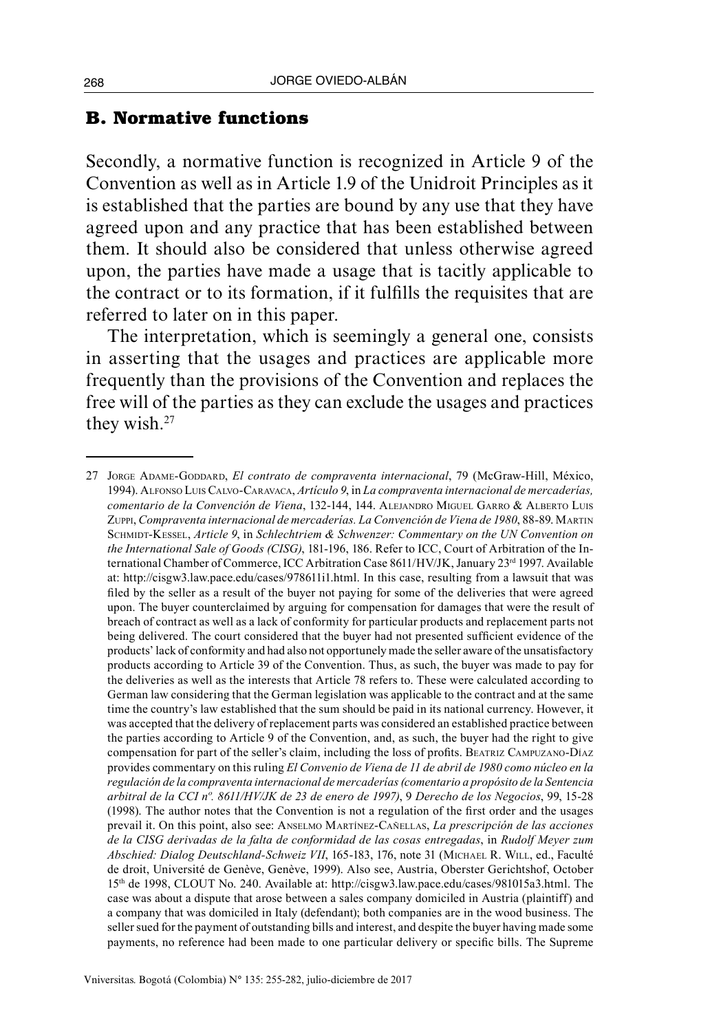## B. Normative functions

Secondly, a normative function is recognized in Article 9 of the Convention as well as in Article 1.9 of the Unidroit Principles as it is established that the parties are bound by any use that they have agreed upon and any practice that has been established between them. It should also be considered that unless otherwise agreed upon, the parties have made a usage that is tacitly applicable to the contract or to its formation, if it fulfills the requisites that are referred to later on in this paper.

The interpretation, which is seemingly a general one, consists in asserting that the usages and practices are applicable more frequently than the provisions of the Convention and replaces the free will of the parties as they can exclude the usages and practices they wish.[27]

---

27 Jorge Adame-Goddard, *El contrato de compraventa internacional*, 79 (McGraw-Hill, México, 1994). Alfonso Luis Calvo-Caravaca, *Artículo 9*, in *La compraventa internacional de mercaderías, comentario de la Convención de Viena*, 132-144, 144. Alejandro Miguel Garro & Alberto Luis Zuppi, *Compraventa internacional de mercaderías. La Convención de Viena de 1980*, 88-89. Martin Schmidt-Kessel, *Article 9*, in *Schlechtriem & Schwenzer: Commentary on the UN Convention on the International Sale of Goods (CISG)*, 181-196, 186. Refer to ICC, Court of Arbitration of the International Chamber of Commerce, ICC Arbitration Case 8611/HV/JK, January 23rd 1997. Available at: http://cisgw3.law.pace.edu/cases/978611i1.html. In this case, resulting from a lawsuit that was filed by the seller as a result of the buyer not paying for some of the deliveries that were agreed upon. The buyer counterclaimed by arguing for compensation for damages that were the result of breach of contract as well as a lack of conformity for particular products and replacement parts not being delivered. The court considered that the buyer had not presented sufficient evidence of the products' lack of conformity and had also not opportunely made the seller aware of the unsatisfactory products according to Article 39 of the Convention. Thus, as such, the buyer was made to pay for the deliveries as well as the interests that Article 78 refers to. These were calculated according to German law considering that the German legislation was applicable to the contract and at the same time the country's law established that the sum should be paid in its national currency. However, it was accepted that the delivery of replacement parts was considered an established practice between the parties according to Article 9 of the Convention, and, as such, the buyer had the right to give compensation for part of the seller's claim, including the loss of profits. Beatriz Campuzano-Díaz provides commentary on this ruling *El Convenio de Viena de 11 de abril de 1980 como núcleo en la regulación de la compraventa internacional de mercaderías (comentario a propósito de la Sentencia arbitral de la CCI nº. 8611/HV/JK de 23 de enero de 1997)*, 9 *Derecho de los Negocios*, 99, 15-28 (1998). The author notes that the Convention is not a regulation of the first order and the usages prevail it. On this point, also see: Anselmo Martínez-Cañellas, *La prescripción de las acciones de la CISG derivadas de la falta de conformidad de las cosas entregadas*, in *Rudolf Meyer zum Abschied: Dialog Deutschland-Schweiz VII*, 165-183, 176, note 31 (Michael R. Will, ed., Faculté de droit, Université de Genève, Genève, 1999). Also see, Austria, Oberster Gerichtshof, October 15th de 1998, CLOUT No. 240. Available at: http://cisgw3.law.pace.edu/cases/981015a3.html. The case was about a dispute that arose between a sales company domiciled in Austria (plaintiff) and a company that was domiciled in Italy (defendant); both companies are in the wood business. The seller sued for the payment of outstanding bills and interest, and despite the buyer having made some payments, no reference had been made to one particular delivery or specific bills. The Supreme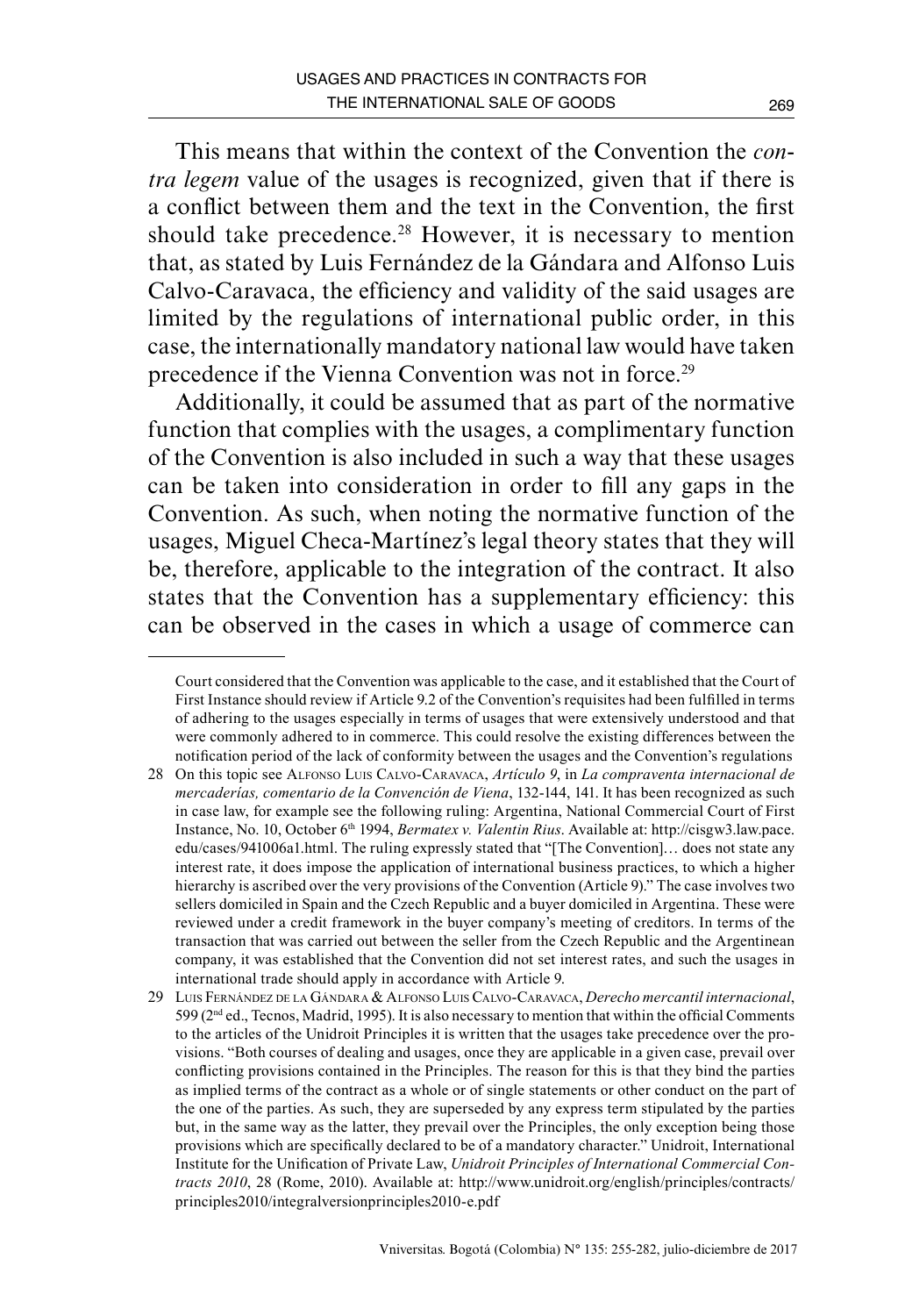This means that within the context of the Convention the *contra legem* value of the usages is recognized, given that if there is a conflict between them and the text in the Convention, the first should take precedence.[28] However, it is necessary to mention that, as stated by Luis Fernández de la Gándara and Alfonso Luis Calvo-Caravaca, the efficiency and validity of the said usages are limited by the regulations of international public order, in this case, the internationally mandatory national law would have taken precedence if the Vienna Convention was not in force.[29]

Additionally, it could be assumed that as part of the normative function that complies with the usages, a complimentary function of the Convention is also included in such a way that these usages can be taken into consideration in order to fill any gaps in the Convention. As such, when noting the normative function of the usages, Miguel Checa-Martínez's legal theory states that they will be, therefore, applicable to the integration of the contract. It also states that the Convention has a supplementary efficiency: this can be observed in the cases in which a usage of commerce can

---

Court considered that the Convention was applicable to the case, and it established that the Court of First Instance should review if Article 9.2 of the Convention's requisites had been fulfilled in terms of adhering to the usages especially in terms of usages that were extensively understood and that were commonly adhered to in commerce. This could resolve the existing differences between the notification period of the lack of conformity between the usages and the Convention's regulations

28 On this topic see Alfonso Luis Calvo-Caravaca, *Artículo 9*, in *La compraventa internacional de mercaderías, comentario de la Convención de Viena*, 132-144, 141. It has been recognized as such in case law, for example see the following ruling: Argentina, National Commercial Court of First Instance, No. 10, October 6th 1994, *Bermatex v. Valentin Rius*. Available at: http://cisgw3.law.pace.edu/cases/941006a1.html. The ruling expressly stated that "[The Convention]… does not state any interest rate, it does impose the application of international business practices, to which a higher hierarchy is ascribed over the very provisions of the Convention (Article 9)." The case involves two sellers domiciled in Spain and the Czech Republic and a buyer domiciled in Argentina. These were reviewed under a credit framework in the buyer company's meeting of creditors. In terms of the transaction that was carried out between the seller from the Czech Republic and the Argentinean company, it was established that the Convention did not set interest rates, and such the usages in international trade should apply in accordance with Article 9.

29 Luis Fernández de la Gándara & Alfonso Luis Calvo-Caravaca, *Derecho mercantil internacional*, 599 (2nd ed., Tecnos, Madrid, 1995). It is also necessary to mention that within the official Comments to the articles of the Unidroit Principles it is written that the usages take precedence over the provisions. "Both courses of dealing and usages, once they are applicable in a given case, prevail over conflicting provisions contained in the Principles. The reason for this is that they bind the parties as implied terms of the contract as a whole or of single statements or other conduct on the part of the one of the parties. As such, they are superseded by any express term stipulated by the parties but, in the same way as the latter, they prevail over the Principles, the only exception being those provisions which are specifically declared to be of a mandatory character." Unidroit, International Institute for the Unification of Private Law, *Unidroit Principles of International Commercial Contracts 2010*, 28 (Rome, 2010). Available at: http://www.unidroit.org/english/principles/contracts/principles2010/integralversionprinciples2010-e.pdf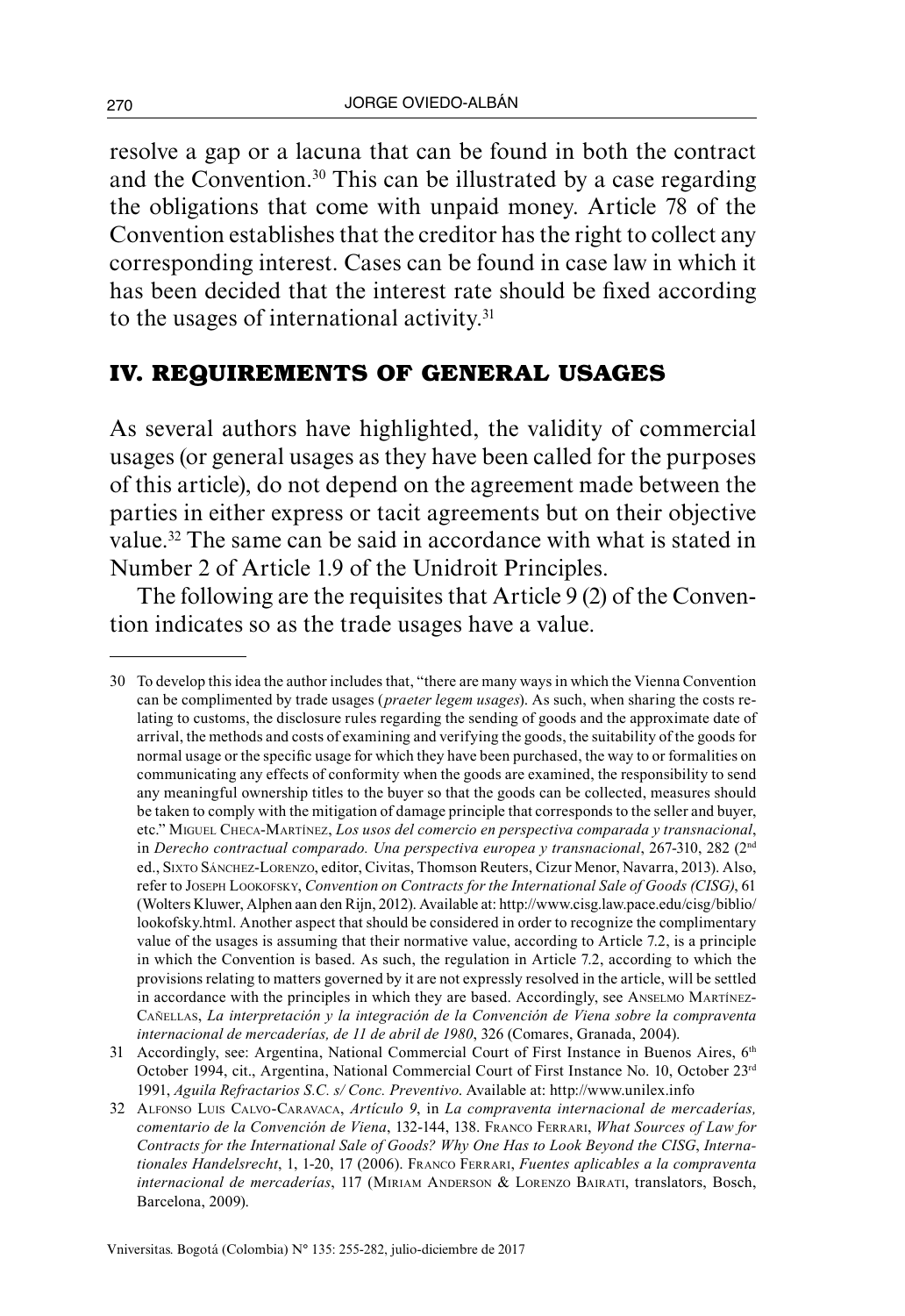resolve a gap or a lacuna that can be found in both the contract and the Convention.[30] This can be illustrated by a case regarding the obligations that come with unpaid money. Article 78 of the Convention establishes that the creditor has the right to collect any corresponding interest. Cases can be found in case law in which it has been decided that the interest rate should be fixed according to the usages of international activity.[31]

## IV. REQUIREMENTS OF GENERAL USAGES

As several authors have highlighted, the validity of commercial usages (or general usages as they have been called for the purposes of this article), do not depend on the agreement made between the parties in either express or tacit agreements but on their objective value.[32] The same can be said in accordance with what is stated in Number 2 of Article 1.9 of the Unidroit Principles.

The following are the requisites that Article 9 (2) of the Convention indicates so as the trade usages have a value.

---

30 To develop this idea the author includes that, "there are many ways in which the Vienna Convention can be complimented by trade usages (*praeter legem usages*). As such, when sharing the costs relating to customs, the disclosure rules regarding the sending of goods and the approximate date of arrival, the methods and costs of examining and verifying the goods, the suitability of the goods for normal usage or the specific usage for which they have been purchased, the way to or formalities on communicating any effects of conformity when the goods are examined, the responsibility to send any meaningful ownership titles to the buyer so that the goods can be collected, measures should be taken to comply with the mitigation of damage principle that corresponds to the seller and buyer, etc." Miguel Checa-Martínez, *Los usos del comercio en perspectiva comparada y transnacional*, in *Derecho contractual comparado. Una perspectiva europea y transnacional*, 267-310, 282 (2nd ed., Sixto Sánchez-Lorenzo, editor, Civitas, Thomson Reuters, Cizur Menor, Navarra, 2013). Also, refer to Joseph Lookofsky, *Convention on Contracts for the International Sale of Goods (CISG)*, 61 (Wolters Kluwer, Alphen aan den Rijn, 2012). Available at: http://www.cisg.law.pace.edu/cisg/biblio/lookofsky.html. Another aspect that should be considered in order to recognize the complimentary value of the usages is assuming that their normative value, according to Article 7.2, is a principle in which the Convention is based. As such, the regulation in Article 7.2, according to which the provisions relating to matters governed by it are not expressly resolved in the article, will be settled in accordance with the principles in which they are based. Accordingly, see Anselmo Martínez-Cañellas, *La interpretación y la integración de la Convención de Viena sobre la compraventa internacional de mercaderías, de 11 de abril de 1980*, 326 (Comares, Granada, 2004).

31 Accordingly, see: Argentina, National Commercial Court of First Instance in Buenos Aires, 6th October 1994, cit., Argentina, National Commercial Court of First Instance No. 10, October 23rd 1991, *Aguila Refractarios S.C. s/ Conc. Preventivo*. Available at: http://www.unilex.info

32 Alfonso Luis Calvo-Caravaca, *Artículo 9*, in *La compraventa internacional de mercaderías, comentario de la Convención de Viena*, 132-144, 138. Franco Ferrari, *What Sources of Law for Contracts for the International Sale of Goods? Why One Has to Look Beyond the CISG*, *Internationales Handelsrecht*, 1, 1-20, 17 (2006). Franco Ferrari, *Fuentes aplicables a la compraventa internacional de mercaderías*, 117 (Miriam Anderson & Lorenzo Bairati, translators, Bosch, Barcelona, 2009).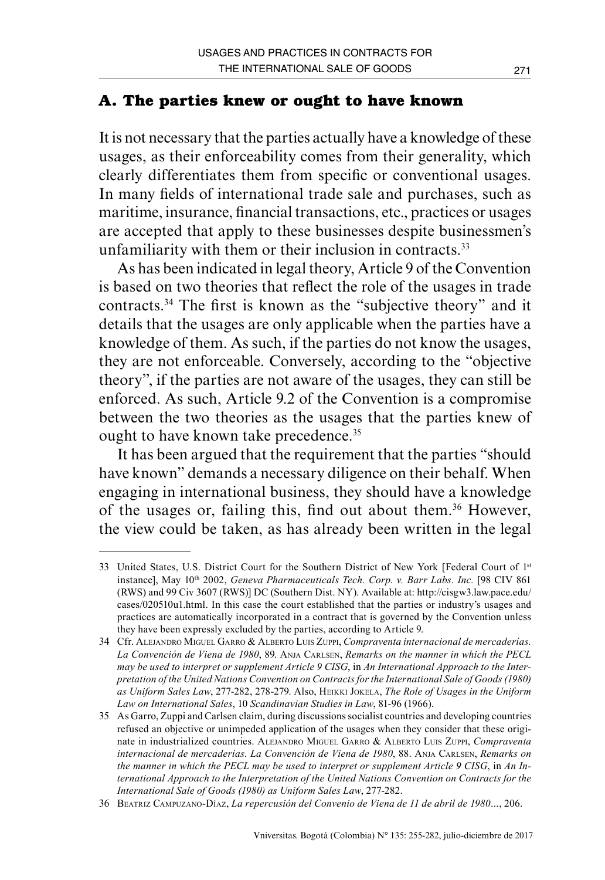## A. The parties knew or ought to have known

It is not necessary that the parties actually have a knowledge of these usages, as their enforceability comes from their generality, which clearly differentiates them from specific or conventional usages. In many fields of international trade sale and purchases, such as maritime, insurance, financial transactions, etc., practices or usages are accepted that apply to these businesses despite businessmen's unfamiliarity with them or their inclusion in contracts.[33]

As has been indicated in legal theory, Article 9 of the Convention is based on two theories that reflect the role of the usages in trade contracts.[34] The first is known as the "subjective theory" and it details that the usages are only applicable when the parties have a knowledge of them. As such, if the parties do not know the usages, they are not enforceable. Conversely, according to the "objective theory", if the parties are not aware of the usages, they can still be enforced. As such, Article 9.2 of the Convention is a compromise between the two theories as the usages that the parties knew of ought to have known take precedence.[35]

It has been argued that the requirement that the parties "should have known" demands a necessary diligence on their behalf. When engaging in international business, they should have a knowledge of the usages or, failing this, find out about them.[36] However, the view could be taken, as has already been written in the legal

---

33 United States, U.S. District Court for the Southern District of New York [Federal Court of 1st instance], May 10th 2002, *Geneva Pharmaceuticals Tech. Corp. v. Barr Labs. Inc.* [98 CIV 861 (RWS) and 99 Civ 3607 (RWS)] DC (Southern Dist. NY). Available at: http://cisgw3.law.pace.edu/cases/020510u1.html. In this case the court established that the parties or industry's usages and practices are automatically incorporated in a contract that is governed by the Convention unless they have been expressly excluded by the parties, according to Article 9.

34 Cfr. Alejandro Miguel Garro & Alberto Luis Zuppi, *Compraventa internacional de mercaderías. La Convención de Viena de 1980*, 89. Anja Carlsen, *Remarks on the manner in which the PECL may be used to interpret or supplement Article 9 CISG*, in *An International Approach to the Interpretation of the United Nations Convention on Contracts for the International Sale of Goods (1980) as Uniform Sales Law*, 277-282, 278-279. Also, Heikki Jokela, *The Role of Usages in the Uniform Law on International Sales*, 10 *Scandinavian Studies in Law*, 81-96 (1966).

35 As Garro, Zuppi and Carlsen claim, during discussions socialist countries and developing countries refused an objective or unimpeded application of the usages when they consider that these originate in industrialized countries. Alejandro Miguel Garro & Alberto Luis Zuppi, *Compraventa internacional de mercaderías. La Convención de Viena de 1980*, 88. Anja Carlsen, *Remarks on the manner in which the PECL may be used to interpret or supplement Article 9 CISG*, in *An International Approach to the Interpretation of the United Nations Convention on Contracts for the International Sale of Goods (1980) as Uniform Sales Law*, 277-282.

36 Beatriz Campuzano-Díaz, *La repercusión del Convenio de Viena de 11 de abril de 1980*..., 206.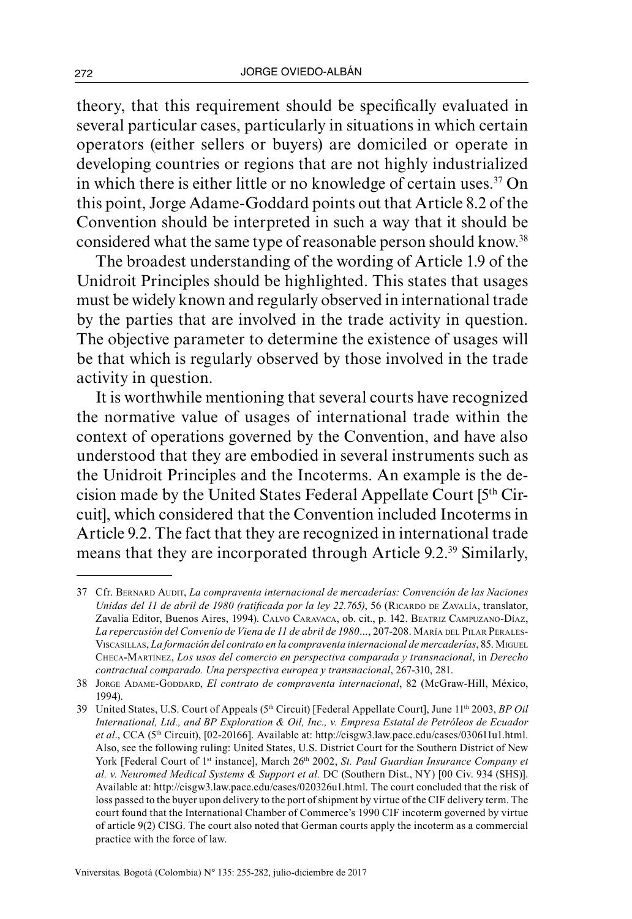theory, that this requirement should be specifically evaluated in several particular cases, particularly in situations in which certain operators (either sellers or buyers) are domiciled or operate in developing countries or regions that are not highly industrialized in which there is either little or no knowledge of certain uses.[37] On this point, Jorge Adame-Goddard points out that Article 8.2 of the Convention should be interpreted in such a way that it should be considered what the same type of reasonable person should know.[38]

The broadest understanding of the wording of Article 1.9 of the Unidroit Principles should be highlighted. This states that usages must be widely known and regularly observed in international trade by the parties that are involved in the trade activity in question. The objective parameter to determine the existence of usages will be that which is regularly observed by those involved in the trade activity in question.

It is worthwhile mentioning that several courts have recognized the normative value of usages of international trade within the context of operations governed by the Convention, and have also understood that they are embodied in several instruments such as the Unidroit Principles and the Incoterms. An example is the decision made by the United States Federal Appellate Court [5th Circuit], which considered that the Convention included Incoterms in Article 9.2. The fact that they are recognized in international trade means that they are incorporated through Article 9.2.[39] Similarly,

---

37 Cfr. Bernard Audit, *La compraventa internacional de mercaderías: Convención de las Naciones Unidas del 11 de abril de 1980 (ratificada por la ley 22.765)*, 56 (Ricardo de Zavalía, translator, Zavalía Editor, Buenos Aires, 1994). Calvo Caravaca, ob. cit., p. 142. Beatriz Campuzano-Díaz, *La repercusión del Convenio de Viena de 11 de abril de 1980*..., 207-208. María del Pilar Perales-Viscasillas, *La formación del contrato en la compraventa internacional de mercaderías*, 85. Miguel Checa-Martínez, *Los usos del comercio en perspectiva comparada y transnacional*, in *Derecho contractual comparado. Una perspectiva europea y transnacional*, 267-310, 281.

38 Jorge Adame-Goddard, *El contrato de compraventa internacional*, 82 (McGraw-Hill, México, 1994).

39 United States, U.S. Court of Appeals (5th Circuit) [Federal Appellate Court], June 11th 2003, *BP Oil International, Ltd., and BP Exploration & Oil, Inc., v. Empresa Estatal de Petróleos de Ecuador et al*., CCA (5th Circuit), [02-20166]. Available at: http://cisgw3.law.pace.edu/cases/030611u1.html. Also, see the following ruling: United States, U.S. District Court for the Southern District of New York [Federal Court of 1st instance], March 26th 2002, *St. Paul Guardian Insurance Company et al. v. Neuromed Medical Systems & Support et al.* DC (Southern Dist., NY) [00 Civ. 934 (SHS)]. Available at: http://cisgw3.law.pace.edu/cases/020326u1.html. The court concluded that the risk of loss passed to the buyer upon delivery to the port of shipment by virtue of the CIF delivery term. The court found that the International Chamber of Commerce's 1990 CIF incoterm governed by virtue of article 9(2) CISG. The court also noted that German courts apply the incoterm as a commercial practice with the force of law.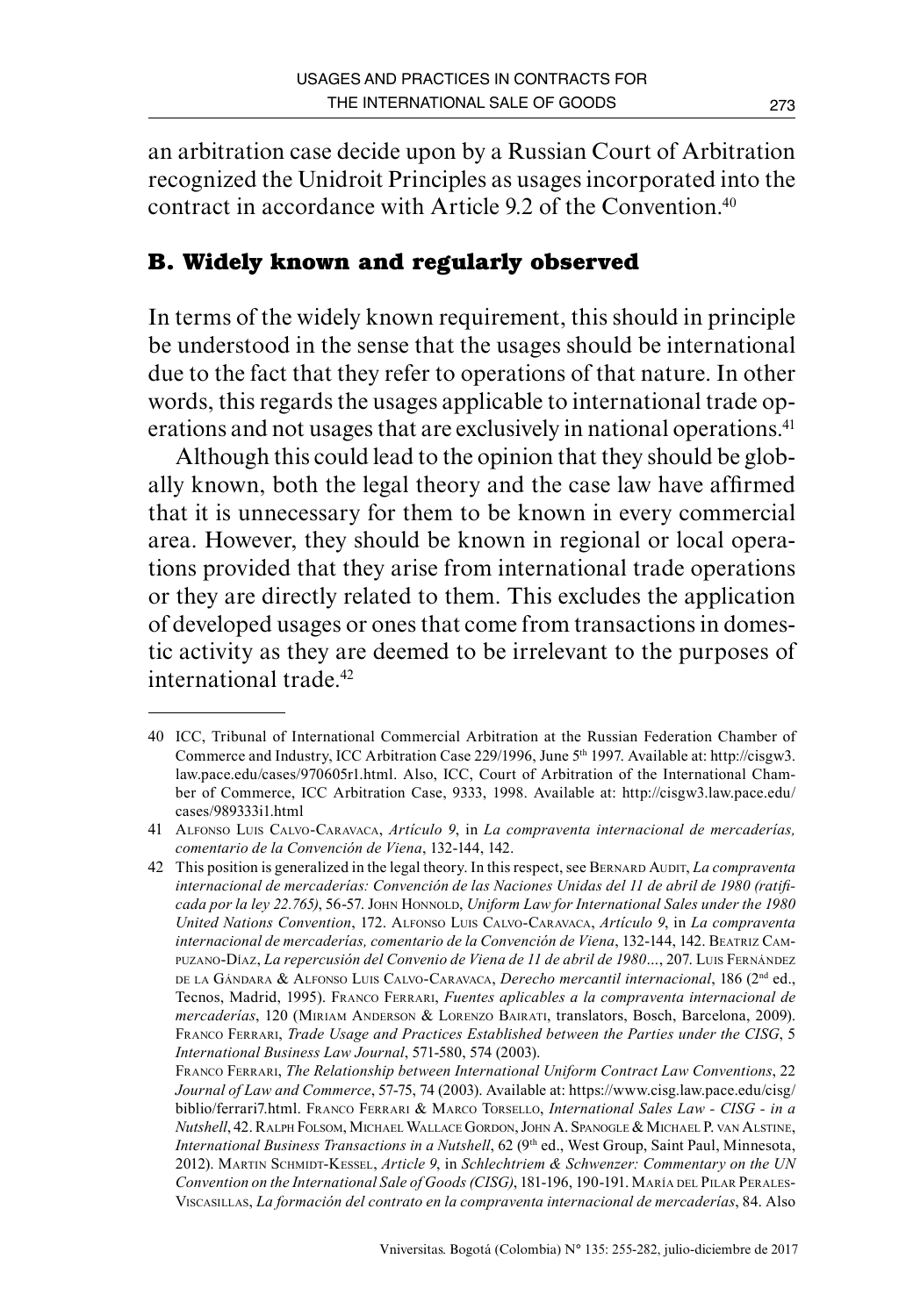an arbitration case decide upon by a Russian Court of Arbitration recognized the Unidroit Principles as usages incorporated into the contract in accordance with Article 9.2 of the Convention.[40]

## B. Widely known and regularly observed

In terms of the widely known requirement, this should in principle be understood in the sense that the usages should be international due to the fact that they refer to operations of that nature. In other words, this regards the usages applicable to international trade operations and not usages that are exclusively in national operations.[41]

Although this could lead to the opinion that they should be globally known, both the legal theory and the case law have affirmed that it is unnecessary for them to be known in every commercial area. However, they should be known in regional or local operations provided that they arise from international trade operations or they are directly related to them. This excludes the application of developed usages or ones that come from transactions in domestic activity as they are deemed to be irrelevant to the purposes of international trade.[42]

---

40 ICC, Tribunal of International Commercial Arbitration at the Russian Federation Chamber of Commerce and Industry, ICC Arbitration Case 229/1996, June 5th 1997. Available at: http://cisgw3.law.pace.edu/cases/970605r1.html. Also, ICC, Court of Arbitration of the International Chamber of Commerce, ICC Arbitration Case, 9333, 1998. Available at: http://cisgw3.law.pace.edu/cases/989333i1.html

41 Alfonso Luis Calvo-Caravaca, *Artículo 9*, in *La compraventa internacional de mercaderías, comentario de la Convención de Viena*, 132-144, 142.

42 This position is generalized in the legal theory. In this respect, see Bernard Audit, *La compraventa internacional de mercaderías: Convención de las Naciones Unidas del 11 de abril de 1980 (ratificada por la ley 22.765)*, 56-57. John Honnold, *Uniform Law for International Sales under the 1980 United Nations Convention*, 172. Alfonso Luis Calvo-Caravaca, *Artículo 9*, in *La compraventa internacional de mercaderías, comentario de la Convención de Viena*, 132-144, 142. Beatriz Campuzano-Díaz, *La repercusión del Convenio de Viena de 11 de abril de 1980...*, 207. Luis Fernández de la Gándara & Alfonso Luis Calvo-Caravaca, *Derecho mercantil internacional*, 186 (2nd ed., Tecnos, Madrid, 1995). Franco Ferrari, *Fuentes aplicables a la compraventa internacional de mercaderías*, 120 (Miriam Anderson & Lorenzo Bairati, translators, Bosch, Barcelona, 2009). Franco Ferrari, *Trade Usage and Practices Established between the Parties under the CISG*, 5 *International Business Law Journal*, 571-580, 574 (2003).

Franco Ferrari, *The Relationship between International Uniform Contract Law Conventions*, 22 *Journal of Law and Commerce*, 57-75, 74 (2003). Available at: https://www.cisg.law.pace.edu/cisg/biblio/ferrari7.html. Franco Ferrari & Marco Torsello, *International Sales Law - CISG - in a Nutshell*, 42. Ralph Folsom, Michael Wallace Gordon, John A. Spanogle & Michael P. van Alstine, *International Business Transactions in a Nutshell*, 62 (9th ed., West Group, Saint Paul, Minnesota, 2012). Martin Schmidt-Kessel, *Article 9*, in *Schlechtriem & Schwenzer: Commentary on the UN Convention on the International Sale of Goods (CISG)*, 181-196, 190-191. María del Pilar Perales-Viscasillas, *La formación del contrato en la compraventa internacional de mercaderías*, 84. Also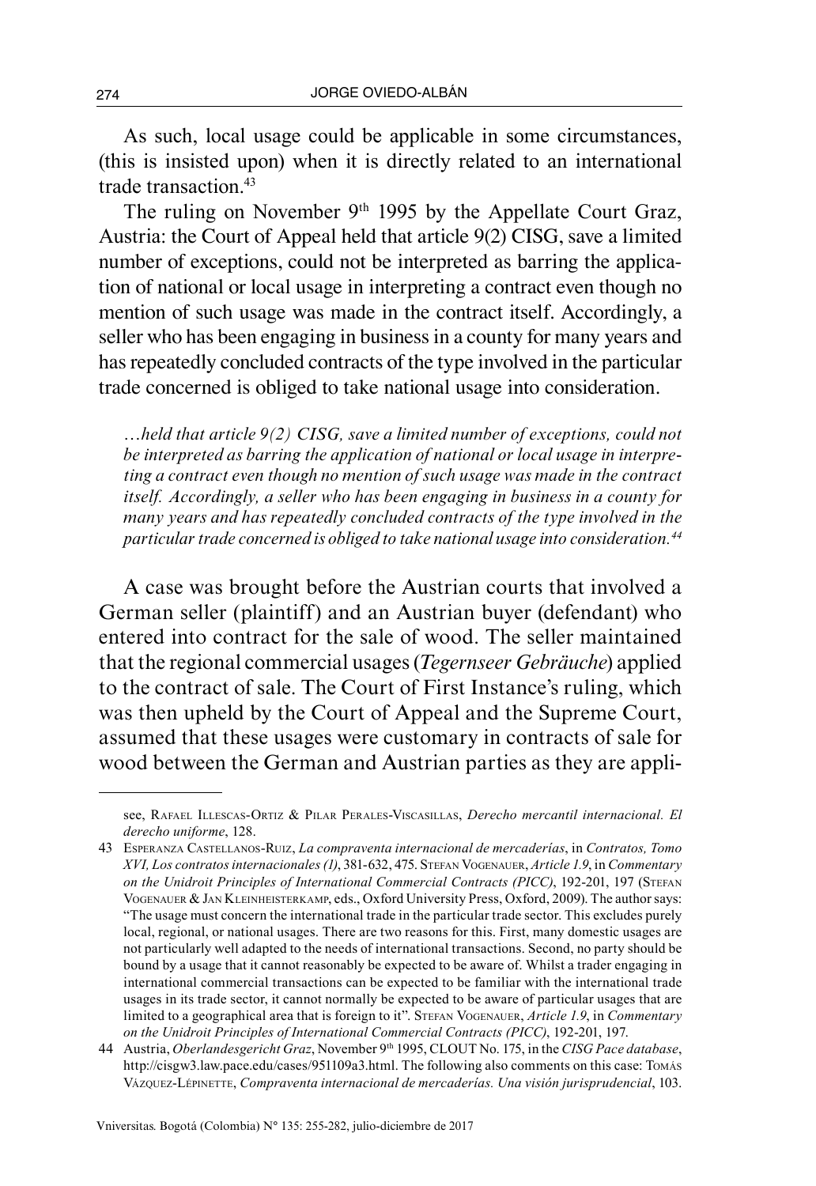As such, local usage could be applicable in some circumstances, (this is insisted upon) when it is directly related to an international trade transaction.[43]

The ruling on November 9th 1995 by the Appellate Court Graz, Austria: the Court of Appeal held that article 9(2) CISG, save a limited number of exceptions, could not be interpreted as barring the application of national or local usage in interpreting a contract even though no mention of such usage was made in the contract itself. Accordingly, a seller who has been engaging in business in a county for many years and has repeatedly concluded contracts of the type involved in the particular trade concerned is obliged to take national usage into consideration.

> *…held that article 9(2) CISG, save a limited number of exceptions, could not be interpreted as barring the application of national or local usage in interpreting a contract even though no mention of such usage was made in the contract itself. Accordingly, a seller who has been engaging in business in a county for many years and has repeatedly concluded contracts of the type involved in the particular trade concerned is obliged to take national usage into consideration.*[44]

A case was brought before the Austrian courts that involved a German seller (plaintiff) and an Austrian buyer (defendant) who entered into contract for the sale of wood. The seller maintained that the regional commercial usages (*Tegernseer Gebräuche*) applied to the contract of sale. The Court of First Instance's ruling, which was then upheld by the Court of Appeal and the Supreme Court, assumed that these usages were customary in contracts of sale for wood between the German and Austrian parties as they are appli-

---

see, Rafael Illescas-Ortiz & Pilar Perales-Viscasillas, *Derecho mercantil internacional. El derecho uniforme*, 128.

43 Esperanza Castellanos-Ruiz, *La compraventa internacional de mercaderías*, in *Contratos, Tomo XVI, Los contratos internacionales (1)*, 381-632, 475. Stefan Vogenauer, *Article 1.9*, in *Commentary on the Unidroit Principles of International Commercial Contracts (PICC)*, 192-201, 197 (Stefan Vogenauer & Jan Kleinheisterkamp, eds., Oxford University Press, Oxford, 2009). The author says: "The usage must concern the international trade in the particular trade sector. This excludes purely local, regional, or national usages. There are two reasons for this. First, many domestic usages are not particularly well adapted to the needs of international transactions. Second, no party should be bound by a usage that it cannot reasonably be expected to be aware of. Whilst a trader engaging in international commercial transactions can be expected to be familiar with the international trade usages in its trade sector, it cannot normally be expected to be aware of particular usages that are limited to a geographical area that is foreign to it". Stefan Vogenauer, *Article 1.9*, in *Commentary on the Unidroit Principles of International Commercial Contracts (PICC)*, 192-201, 197.

44 Austria, *Oberlandesgericht Graz*, November 9th 1995, CLOUT No. 175, in the *CISG Pace database*, http://cisgw3.law.pace.edu/cases/951109a3.html. The following also comments on this case: Tomás Vázquez-Lépinette, *Compraventa internacional de mercaderías. Una visión jurisprudencial*, 103.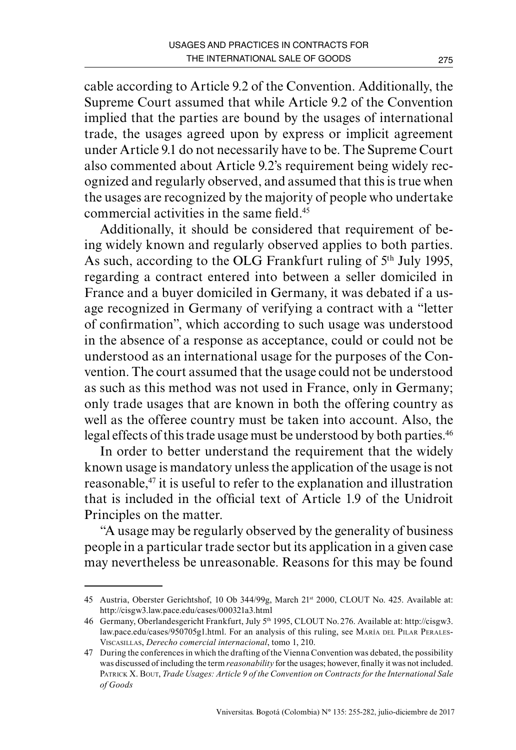cable according to Article 9.2 of the Convention. Additionally, the Supreme Court assumed that while Article 9.2 of the Convention implied that the parties are bound by the usages of international trade, the usages agreed upon by express or implicit agreement under Article 9.1 do not necessarily have to be. The Supreme Court also commented about Article 9.2's requirement being widely recognized and regularly observed, and assumed that this is true when the usages are recognized by the majority of people who undertake commercial activities in the same field.[45]

Additionally, it should be considered that requirement of being widely known and regularly observed applies to both parties. As such, according to the OLG Frankfurt ruling of 5th July 1995, regarding a contract entered into between a seller domiciled in France and a buyer domiciled in Germany, it was debated if a usage recognized in Germany of verifying a contract with a "letter of confirmation", which according to such usage was understood in the absence of a response as acceptance, could or could not be understood as an international usage for the purposes of the Convention. The court assumed that the usage could not be understood as such as this method was not used in France, only in Germany; only trade usages that are known in both the offering country as well as the offeree country must be taken into account. Also, the legal effects of this trade usage must be understood by both parties.[46]

In order to better understand the requirement that the widely known usage is mandatory unless the application of the usage is not reasonable,[47] it is useful to refer to the explanation and illustration that is included in the official text of Article 1.9 of the Unidroit Principles on the matter.

"A usage may be regularly observed by the generality of business people in a particular trade sector but its application in a given case may nevertheless be unreasonable. Reasons for this may be found

---

45 Austria, Oberster Gerichtshof, 10 Ob 344/99g, March 21st 2000, CLOUT No. 425. Available at: http://cisgw3.law.pace.edu/cases/000321a3.html

46 Germany, Oberlandesgericht Frankfurt, July 5th 1995, CLOUT No. 276. Available at: http://cisgw3.law.pace.edu/cases/950705g1.html. For an analysis of this ruling, see María del Pilar Perales-Viscasillas, *Derecho comercial internacional*, tomo 1, 210.

47 During the conferences in which the drafting of the Vienna Convention was debated, the possibility was discussed of including the term *reasonability* for the usages; however, finally it was not included. Patrick X. Bout, *Trade Usages: Article 9 of the Convention on Contracts for the International Sale of Goods*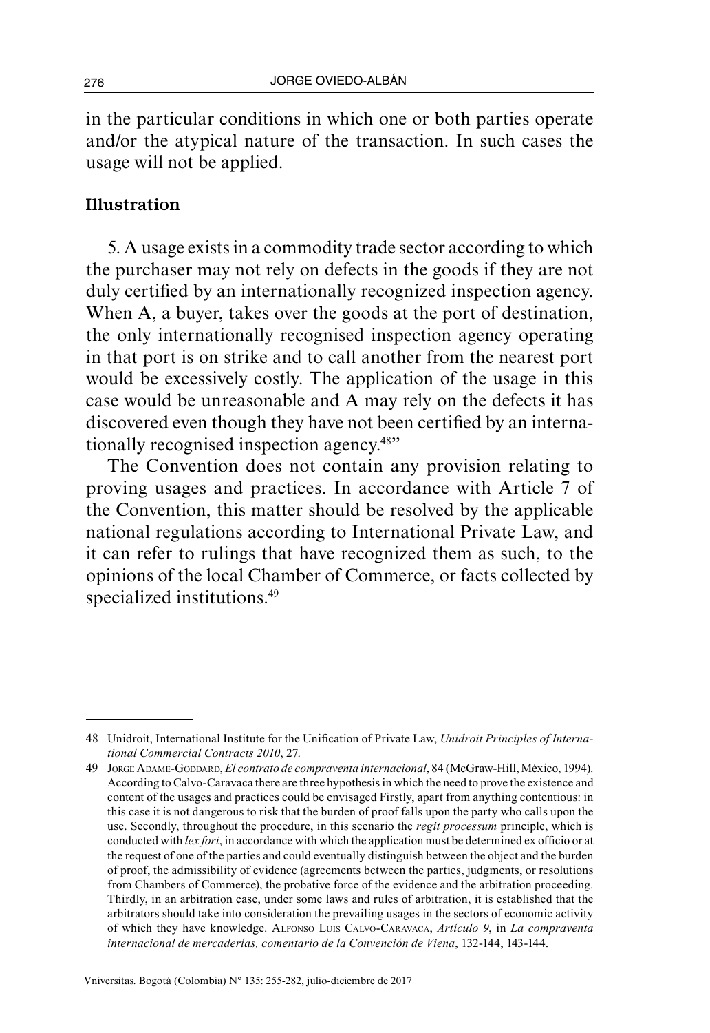in the particular conditions in which one or both parties operate and/or the atypical nature of the transaction. In such cases the usage will not be applied.

**Illustration**

5. A usage exists in a commodity trade sector according to which the purchaser may not rely on defects in the goods if they are not duly certified by an internationally recognized inspection agency. When A, a buyer, takes over the goods at the port of destination, the only internationally recognised inspection agency operating in that port is on strike and to call another from the nearest port would be excessively costly. The application of the usage in this case would be unreasonable and A may rely on the defects it has discovered even though they have not been certified by an internationally recognised inspection agency.[48]"

The Convention does not contain any provision relating to proving usages and practices. In accordance with Article 7 of the Convention, this matter should be resolved by the applicable national regulations according to International Private Law, and it can refer to rulings that have recognized them as such, to the opinions of the local Chamber of Commerce, or facts collected by specialized institutions.[49]

---

48 Unidroit, International Institute for the Unification of Private Law, *Unidroit Principles of International Commercial Contracts 2010*, 27.

49 Jorge Adame-Goddard, *El contrato de compraventa internacional*, 84 (McGraw-Hill, México, 1994). According to Calvo-Caravaca there are three hypothesis in which the need to prove the existence and content of the usages and practices could be envisaged Firstly, apart from anything contentious: in this case it is not dangerous to risk that the burden of proof falls upon the party who calls upon the use. Secondly, throughout the procedure, in this scenario the *regit processum* principle, which is conducted with *lex fori*, in accordance with which the application must be determined ex officio or at the request of one of the parties and could eventually distinguish between the object and the burden of proof, the admissibility of evidence (agreements between the parties, judgments, or resolutions from Chambers of Commerce), the probative force of the evidence and the arbitration proceeding. Thirdly, in an arbitration case, under some laws and rules of arbitration, it is established that the arbitrators should take into consideration the prevailing usages in the sectors of economic activity of which they have knowledge. Alfonso Luis Calvo-Caravaca, *Artículo 9*, in *La compraventa internacional de mercaderías, comentario de la Convención de Viena*, 132-144, 143-144.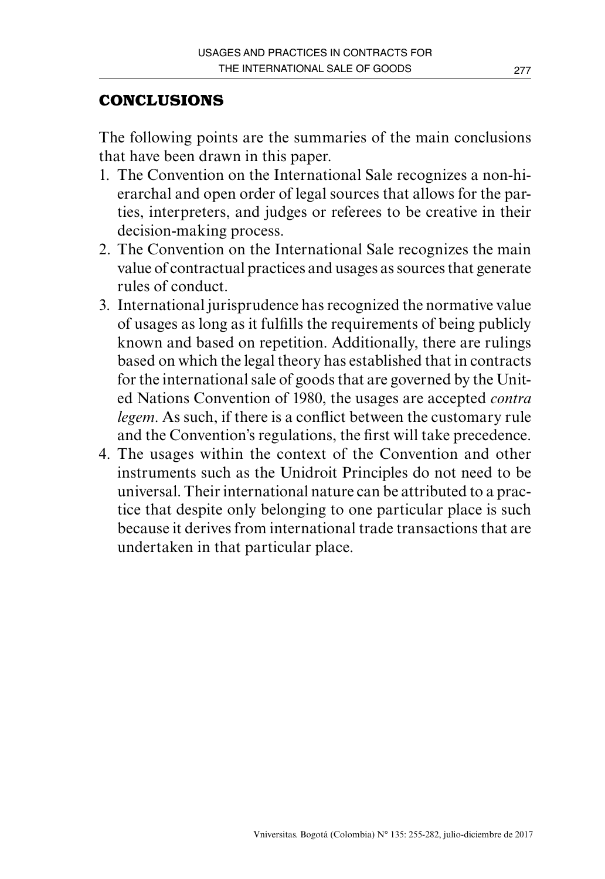## CONCLUSIONS

The following points are the summaries of the main conclusions that have been drawn in this paper.

1. The Convention on the International Sale recognizes a non-hierarchal and open order of legal sources that allows for the parties, interpreters, and judges or referees to be creative in their decision-making process.
2. The Convention on the International Sale recognizes the main value of contractual practices and usages as sources that generate rules of conduct.
3. International jurisprudence has recognized the normative value of usages as long as it fulfills the requirements of being publicly known and based on repetition. Additionally, there are rulings based on which the legal theory has established that in contracts for the international sale of goods that are governed by the United Nations Convention of 1980, the usages are accepted *contra legem*. As such, if there is a conflict between the customary rule and the Convention's regulations, the first will take precedence.
4. The usages within the context of the Convention and other instruments such as the Unidroit Principles do not need to be universal. Their international nature can be attributed to a practice that despite only belonging to one particular place is such because it derives from international trade transactions that are undertaken in that particular place.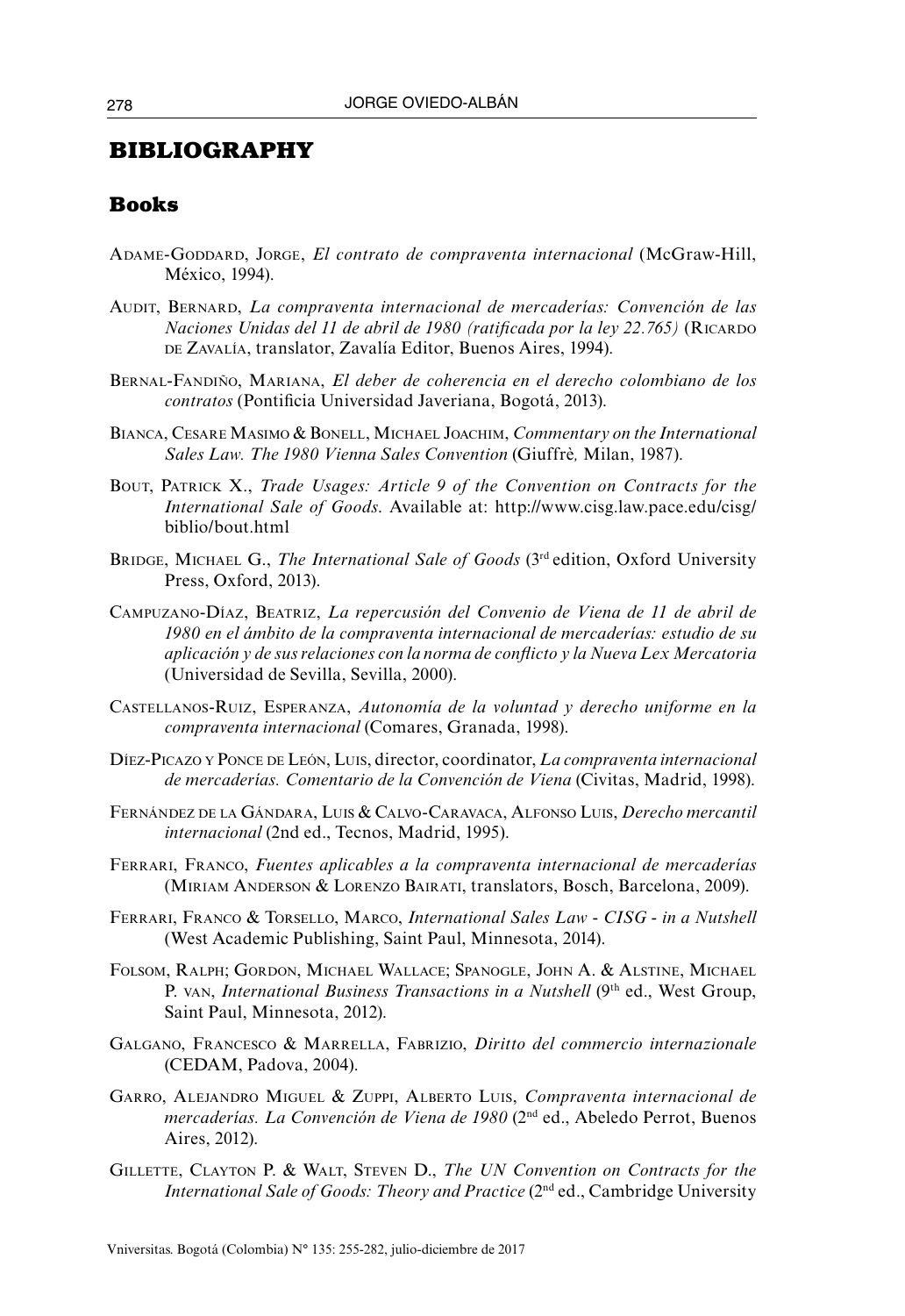## BIBLIOGRAPHY

### Books

Adame-Goddard, Jorge, *El contrato de compraventa internacional* (McGraw-Hill, México, 1994).

Audit, Bernard, *La compraventa internacional de mercaderías: Convención de las Naciones Unidas del 11 de abril de 1980 (ratificada por la ley 22.765)* (Ricardo de Zavalía, translator, Zavalía Editor, Buenos Aires, 1994).

Bernal-Fandiño, Mariana, *El deber de coherencia en el derecho colombiano de los contratos* (Pontificia Universidad Javeriana, Bogotá, 2013).

Bianca, Cesare Masimo & Bonell, Michael Joachim, *Commentary on the International Sales Law. The 1980 Vienna Sales Convention* (Giuffrè, Milan, 1987).

Bout, Patrick X., *Trade Usages: Article 9 of the Convention on Contracts for the International Sale of Goods.* Available at: http://www.cisg.law.pace.edu/cisg/biblio/bout.html

Bridge, Michael G., *The International Sale of Goods* (3rd edition, Oxford University Press, Oxford, 2013).

Campuzano-Díaz, Beatriz, *La repercusión del Convenio de Viena de 11 de abril de 1980 en el ámbito de la compraventa internacional de mercaderías: estudio de su aplicación y de sus relaciones con la norma de conflicto y la Nueva Lex Mercatoria* (Universidad de Sevilla, Sevilla, 2000).

Castellanos-Ruiz, Esperanza, *Autonomía de la voluntad y derecho uniforme en la compraventa internacional* (Comares, Granada, 1998).

Díez-Picazo y Ponce de León, Luis, director, coordinator, *La compraventa internacional de mercaderías. Comentario de la Convención de Viena* (Civitas, Madrid, 1998).

Fernández de la Gándara, Luis & Calvo-Caravaca, Alfonso Luis, *Derecho mercantil internacional* (2nd ed., Tecnos, Madrid, 1995).

Ferrari, Franco, *Fuentes aplicables a la compraventa internacional de mercaderías* (Miriam Anderson & Lorenzo Bairati, translators, Bosch, Barcelona, 2009).

Ferrari, Franco & Torsello, Marco, *International Sales Law - CISG - in a Nutshell* (West Academic Publishing, Saint Paul, Minnesota, 2014).

Folsom, Ralph; Gordon, Michael Wallace; Spanogle, John A. & Alstine, Michael P. van, *International Business Transactions in a Nutshell* (9th ed., West Group, Saint Paul, Minnesota, 2012).

Galgano, Francesco & Marrella, Fabrizio, *Diritto del commercio internazionale* (CEDAM, Padova, 2004).

Garro, Alejandro Miguel & Zuppi, Alberto Luis, *Compraventa internacional de mercaderías. La Convención de Viena de 1980* (2nd ed., Abeledo Perrot, Buenos Aires, 2012).

Gillette, Clayton P. & Walt, Steven D., *The UN Convention on Contracts for the International Sale of Goods: Theory and Practice* (2nd ed., Cambridge University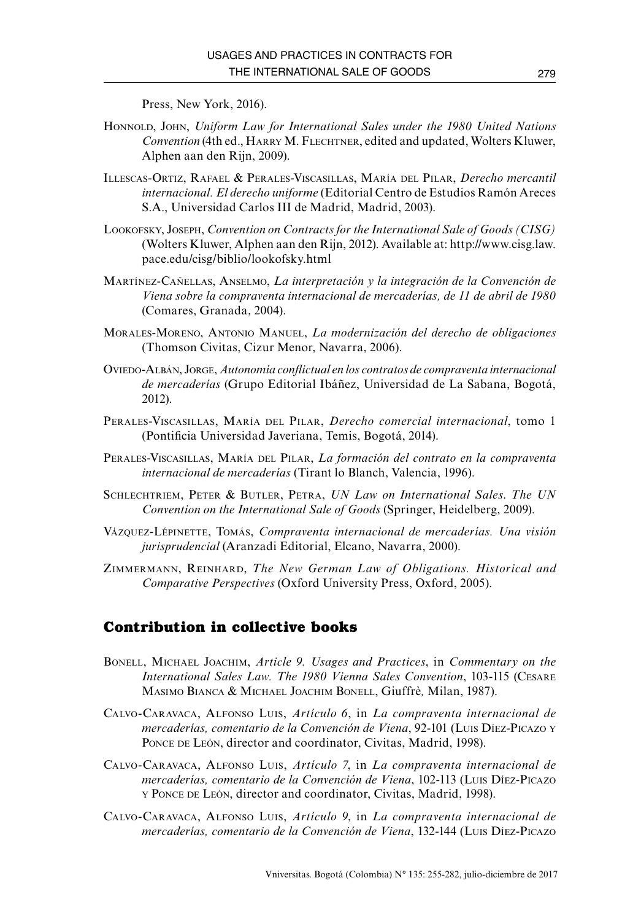Press, New York, 2016).

Honnold, John, *Uniform Law for International Sales under the 1980 United Nations Convention* (4th ed., Harry M. Flechtner, edited and updated, Wolters Kluwer, Alphen aan den Rijn, 2009).

Illescas-Ortiz, Rafael & Perales-Viscasillas, María del Pilar, *Derecho mercantil internacional. El derecho uniforme* (Editorial Centro de Estudios Ramón Areces S.A., Universidad Carlos III de Madrid, Madrid, 2003).

Lookofsky, Joseph, *Convention on Contracts for the International Sale of Goods (CISG)* (Wolters Kluwer, Alphen aan den Rijn, 2012). Available at: http://www.cisg.law.pace.edu/cisg/biblio/lookofsky.html

Martínez-Cañellas, Anselmo, *La interpretación y la integración de la Convención de Viena sobre la compraventa internacional de mercaderías, de 11 de abril de 1980* (Comares, Granada, 2004).

Morales-Moreno, Antonio Manuel, *La modernización del derecho de obligaciones* (Thomson Civitas, Cizur Menor, Navarra, 2006).

Oviedo-Albán, Jorge, *Autonomía conflictual en los contratos de compraventa internacional de mercaderías* (Grupo Editorial Ibáñez, Universidad de La Sabana, Bogotá, 2012).

Perales-Viscasillas, María del Pilar, *Derecho comercial internacional*, tomo 1 (Pontificia Universidad Javeriana, Temis, Bogotá, 2014).

Perales-Viscasillas, María del Pilar, *La formación del contrato en la compraventa internacional de mercaderías* (Tirant lo Blanch, Valencia, 1996).

Schlechtriem, Peter & Butler, Petra, *UN Law on International Sales. The UN Convention on the International Sale of Goods* (Springer, Heidelberg, 2009).

Vázquez-Lépinette, Tomás, *Compraventa internacional de mercaderías. Una visión jurisprudencial* (Aranzadi Editorial, Elcano, Navarra, 2000).

Zimmermann, Reinhard, *The New German Law of Obligations. Historical and Comparative Perspectives* (Oxford University Press, Oxford, 2005).

## Contribution in collective books

Bonell, Michael Joachim, *Article 9. Usages and Practices*, in *Commentary on the International Sales Law. The 1980 Vienna Sales Convention*, 103-115 (Cesare Masimo Bianca & Michael Joachim Bonell, Giuffrè, Milan, 1987).

Calvo-Caravaca, Alfonso Luis, *Artículo 6*, in *La compraventa internacional de mercaderías, comentario de la Convención de Viena*, 92-101 (Luis Díez-Picazo y Ponce de León, director and coordinator, Civitas, Madrid, 1998).

Calvo-Caravaca, Alfonso Luis, *Artículo 7*, in *La compraventa internacional de mercaderías, comentario de la Convención de Viena*, 102-113 (Luis Díez-Picazo y Ponce de León, director and coordinator, Civitas, Madrid, 1998).

Calvo-Caravaca, Alfonso Luis, *Artículo 9*, in *La compraventa internacional de mercaderías, comentario de la Convención de Viena*, 132-144 (Luis Díez-Picazo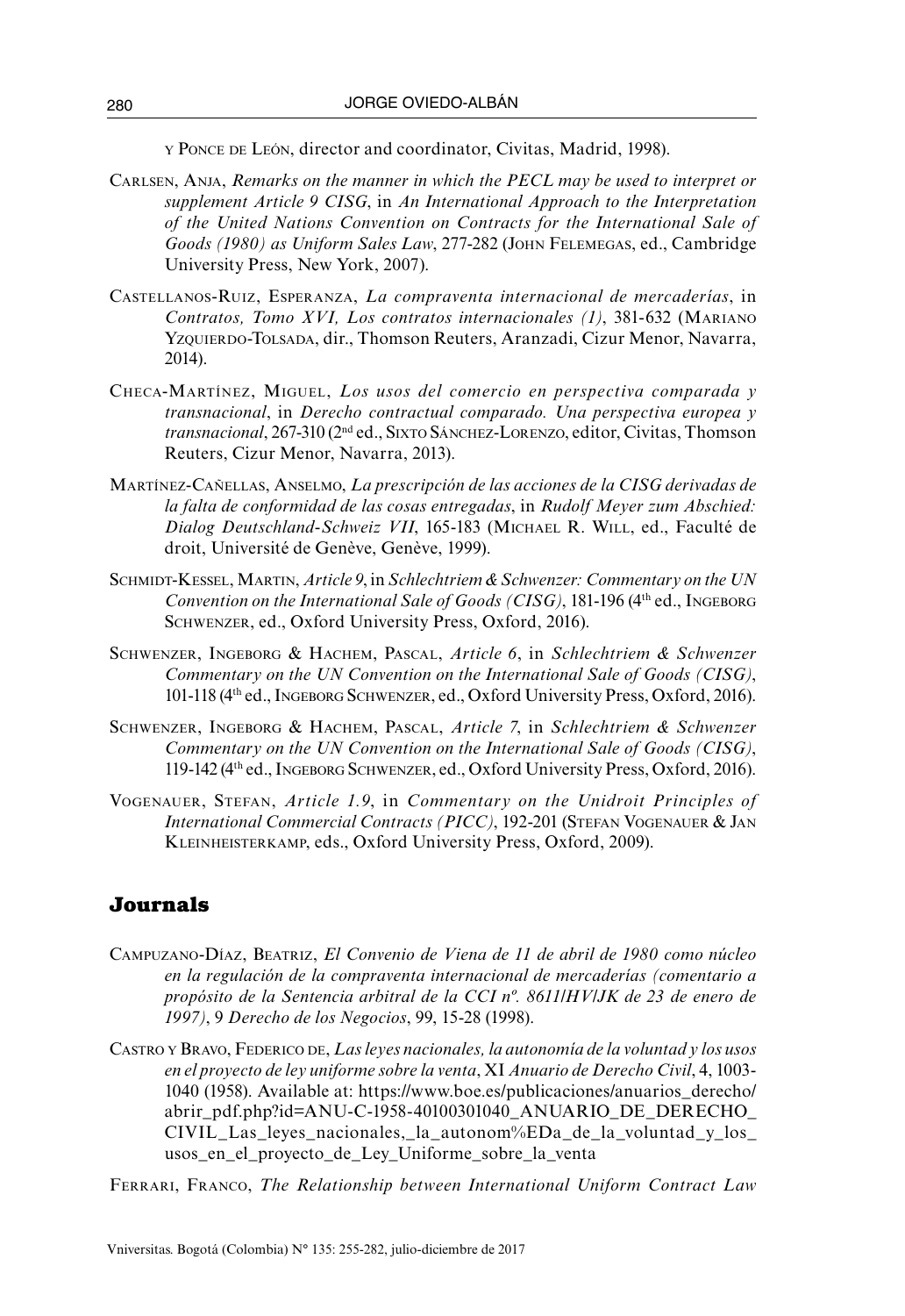y Ponce de León, director and coordinator, Civitas, Madrid, 1998).

Carlsen, Anja, *Remarks on the manner in which the PECL may be used to interpret or supplement Article 9 CISG*, in *An International Approach to the Interpretation of the United Nations Convention on Contracts for the International Sale of Goods (1980) as Uniform Sales Law*, 277-282 (John Felemegas, ed., Cambridge University Press, New York, 2007).

Castellanos-Ruiz, Esperanza, *La compraventa internacional de mercaderías*, in *Contratos, Tomo XVI, Los contratos internacionales (1)*, 381-632 (Mariano Yzquierdo-Tolsada, dir., Thomson Reuters, Aranzadi, Cizur Menor, Navarra, 2014).

Checa-Martínez, Miguel, *Los usos del comercio en perspectiva comparada y transnacional*, in *Derecho contractual comparado. Una perspectiva europea y transnacional*, 267-310 (2nd ed., Sixto Sánchez-Lorenzo, editor, Civitas, Thomson Reuters, Cizur Menor, Navarra, 2013).

Martínez-Cañellas, Anselmo, *La prescripción de las acciones de la CISG derivadas de la falta de conformidad de las cosas entregadas*, in *Rudolf Meyer zum Abschied: Dialog Deutschland-Schweiz VII*, 165-183 (Michael R. Will, ed., Faculté de droit, Université de Genève, Genève, 1999).

Schmidt-Kessel, Martin, *Article 9*, in *Schlechtriem & Schwenzer: Commentary on the UN Convention on the International Sale of Goods (CISG)*, 181-196 (4th ed., Ingeborg Schwenzer, ed., Oxford University Press, Oxford, 2016).

Schwenzer, Ingeborg & Hachem, Pascal, *Article 6*, in *Schlechtriem & Schwenzer Commentary on the UN Convention on the International Sale of Goods (CISG)*, 101-118 (4th ed., Ingeborg Schwenzer, ed., Oxford University Press, Oxford, 2016).

Schwenzer, Ingeborg & Hachem, Pascal, *Article 7*, in *Schlechtriem & Schwenzer Commentary on the UN Convention on the International Sale of Goods (CISG)*, 119-142 (4th ed., Ingeborg Schwenzer, ed., Oxford University Press, Oxford, 2016).

Vogenauer, Stefan, *Article 1.9*, in *Commentary on the Unidroit Principles of International Commercial Contracts (PICC)*, 192-201 (Stefan Vogenauer & Jan Kleinheisterkamp, eds., Oxford University Press, Oxford, 2009).

## Journals

Campuzano-Díaz, Beatriz, *El Convenio de Viena de 11 de abril de 1980 como núcleo en la regulación de la compraventa internacional de mercaderías (comentario a propósito de la Sentencia arbitral de la CCI nº. 8611/HV/JK de 23 de enero de 1997)*, 9 *Derecho de los Negocios*, 99, 15-28 (1998).

Castro y Bravo, Federico de, *Las leyes nacionales, la autonomía de la voluntad y los usos en el proyecto de ley uniforme sobre la venta*, XI *Anuario de Derecho Civil*, 4, 1003-1040 (1958). Available at: https://www.boe.es/publicaciones/anuarios_derecho/abrir_pdf.php?id=ANU-C-1958-40100301040_ANUARIO_DE_DERECHO_CIVIL_Las_leyes_nacionales,_la_autonom%EDa_de_la_voluntad_y_los_usos_en_el_proyecto_de_Ley_Uniforme_sobre_la_venta

Ferrari, Franco, *The Relationship between International Uniform Contract Law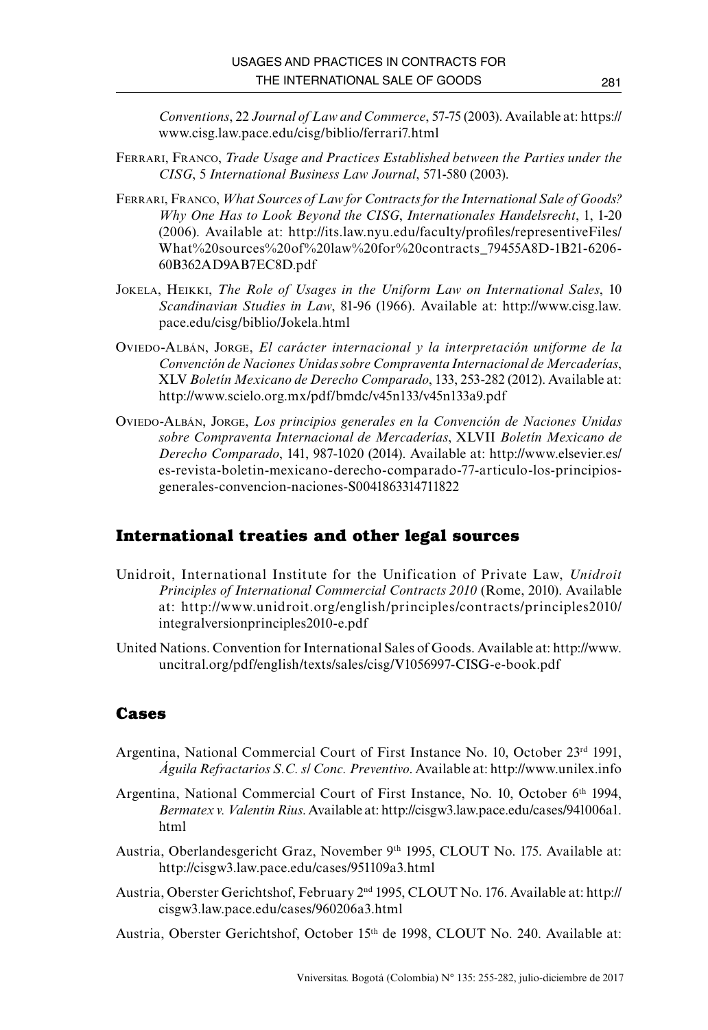*Conventions*, 22 *Journal of Law and Commerce*, 57-75 (2003). Available at: https://www.cisg.law.pace.edu/cisg/biblio/ferrari7.html

Ferrari, Franco, *Trade Usage and Practices Established between the Parties under the CISG*, 5 *International Business Law Journal*, 571-580 (2003).

Ferrari, Franco, *What Sources of Law for Contracts for the International Sale of Goods? Why One Has to Look Beyond the CISG*, *Internationales Handelsrecht*, 1, 1-20 (2006). Available at: http://its.law.nyu.edu/faculty/profiles/representiveFiles/What%20sources%20of%20law%20for%20contracts_79455A8D-1B21-6206-60B362AD9AB7EC8D.pdf

Jokela, Heikki, *The Role of Usages in the Uniform Law on International Sales*, 10 *Scandinavian Studies in Law*, 81-96 (1966). Available at: http://www.cisg.law.pace.edu/cisg/biblio/Jokela.html

Oviedo-Albán, Jorge, *El carácter internacional y la interpretación uniforme de la Convención de Naciones Unidas sobre Compraventa Internacional de Mercaderías*, XLV *Boletín Mexicano de Derecho Comparado*, 133, 253-282 (2012). Available at: http://www.scielo.org.mx/pdf/bmdc/v45n133/v45n133a9.pdf

Oviedo-Albán, Jorge, *Los principios generales en la Convención de Naciones Unidas sobre Compraventa Internacional de Mercaderías*, XLVII *Boletín Mexicano de Derecho Comparado*, 141, 987-1020 (2014). Available at: http://www.elsevier.es/es-revista-boletin-mexicano-derecho-comparado-77-articulo-los-principios-generales-convencion-naciones-S0041863314711822

## International treaties and other legal sources

Unidroit, International Institute for the Unification of Private Law, *Unidroit Principles of International Commercial Contracts 2010* (Rome, 2010). Available at: http://www.unidroit.org/english/principles/contracts/principles2010/integralversionprinciples2010-e.pdf

United Nations. Convention for International Sales of Goods. Available at: http://www.uncitral.org/pdf/english/texts/sales/cisg/V1056997-CISG-e-book.pdf

## Cases

Argentina, National Commercial Court of First Instance No. 10, October 23rd 1991, *Águila Refractarios S.C. s/ Conc. Preventivo*. Available at: http://www.unilex.info

Argentina, National Commercial Court of First Instance, No. 10, October 6th 1994, *Bermatex v. Valentin Rius*. Available at: http://cisgw3.law.pace.edu/cases/941006a1.html

Austria, Oberlandesgericht Graz, November 9th 1995, CLOUT No. 175. Available at: http://cisgw3.law.pace.edu/cases/951109a3.html

Austria, Oberster Gerichtshof, February 2nd 1995, CLOUT No. 176. Available at: http://cisgw3.law.pace.edu/cases/960206a3.html

Austria, Oberster Gerichtshof, October 15th de 1998, CLOUT No. 240. Available at: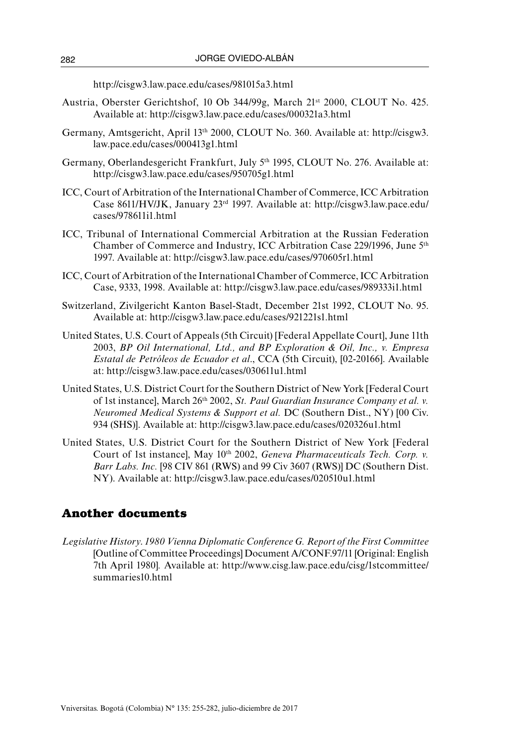http://cisgw3.law.pace.edu/cases/981015a3.html

Austria, Oberster Gerichtshof, 10 Ob 344/99g, March 21st 2000, CLOUT No. 425. Available at: http://cisgw3.law.pace.edu/cases/000321a3.html

Germany, Amtsgericht, April 13th 2000, CLOUT No. 360. Available at: http://cisgw3.law.pace.edu/cases/000413g1.html

Germany, Oberlandesgericht Frankfurt, July 5th 1995, CLOUT No. 276. Available at: http://cisgw3.law.pace.edu/cases/950705g1.html

ICC, Court of Arbitration of the International Chamber of Commerce, ICC Arbitration Case 8611/HV/JK, January 23rd 1997. Available at: http://cisgw3.law.pace.edu/cases/978611i1.html

ICC, Tribunal of International Commercial Arbitration at the Russian Federation Chamber of Commerce and Industry, ICC Arbitration Case 229/1996, June 5th 1997. Available at: http://cisgw3.law.pace.edu/cases/970605r1.html

ICC, Court of Arbitration of the International Chamber of Commerce, ICC Arbitration Case, 9333, 1998. Available at: http://cisgw3.law.pace.edu/cases/989333i1.html

Switzerland, Zivilgericht Kanton Basel-Stadt, December 21st 1992, CLOUT No. 95. Available at: http://cisgw3.law.pace.edu/cases/921221s1.html

United States, U.S. Court of Appeals (5th Circuit) [Federal Appellate Court], June 11th 2003, *BP Oil International, Ltd., and BP Exploration & Oil, Inc., v. Empresa Estatal de Petróleos de Ecuador et al*., CCA (5th Circuit), [02-20166]. Available at: http://cisgw3.law.pace.edu/cases/030611u1.html

United States, U.S. District Court for the Southern District of New York [Federal Court of 1st instance], March 26th 2002, *St. Paul Guardian Insurance Company et al. v. Neuromed Medical Systems & Support et al.* DC (Southern Dist., NY) [00 Civ. 934 (SHS)]. Available at: http://cisgw3.law.pace.edu/cases/020326u1.html

United States, U.S. District Court for the Southern District of New York [Federal Court of 1st instance], May 10th 2002, *Geneva Pharmaceuticals Tech. Corp. v. Barr Labs. Inc.* [98 CIV 861 (RWS) and 99 Civ 3607 (RWS)] DC (Southern Dist. NY). Available at: http://cisgw3.law.pace.edu/cases/020510u1.html

## Another documents

*Legislative History. 1980 Vienna Diplomatic Conference G. Report of the First Committee* [Outline of Committee Proceedings] Document A/CONF.97/11 [Original: English 7th April 1980]. Available at: http://www.cisg.law.pace.edu/cisg/1stcommittee/summaries10.html